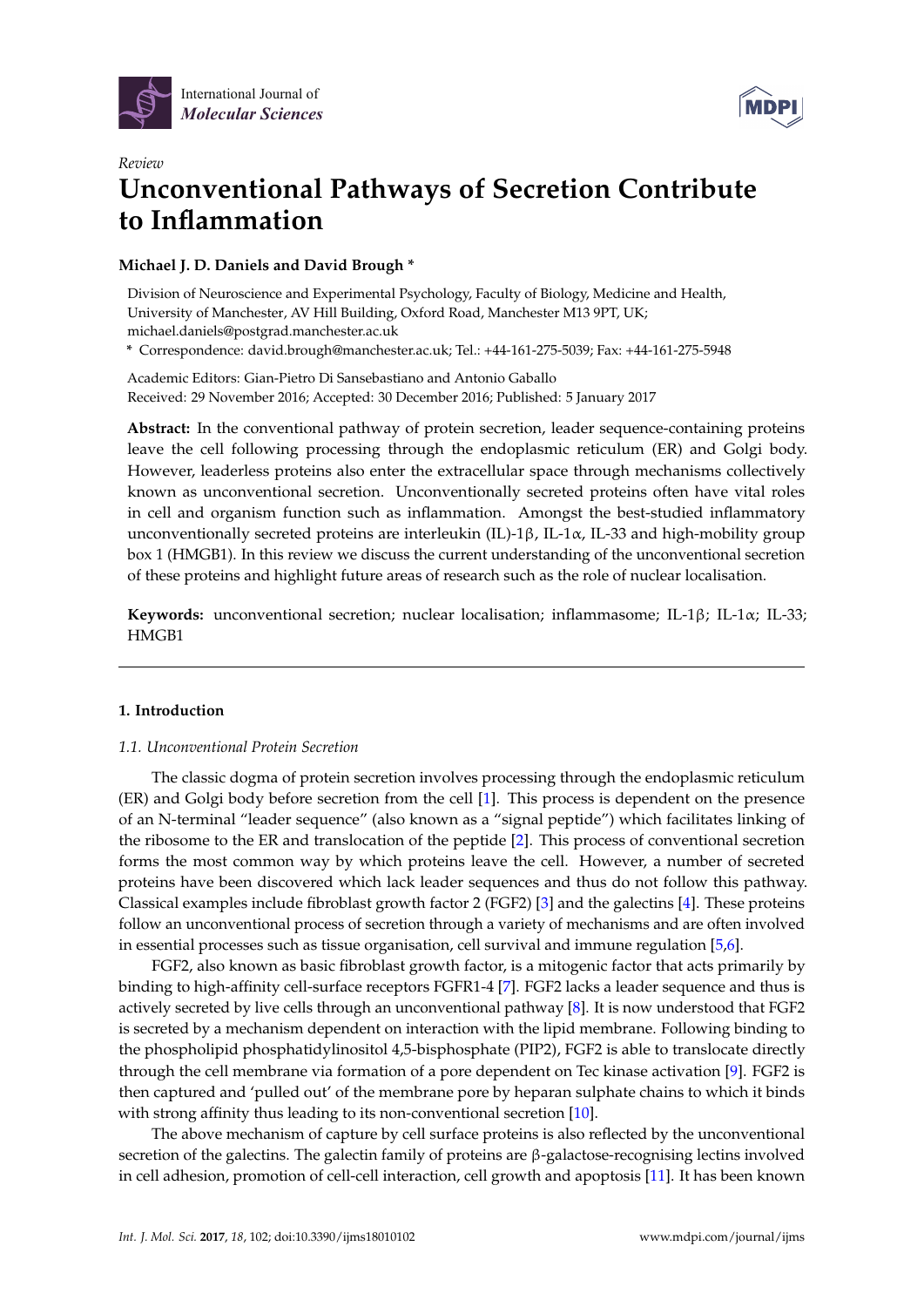*Review*

# Unconventional Pathways of Secretion Contribute to Inflammation

**Michael J. D. Daniels and David Brough ***

Division of Neuroscience and Experimental Psychology, Faculty of Biology, Medicine and Health, University of Manchester, AV Hill Building, Oxford Road, Manchester M13 9PT, UK; michael.daniels@postgrad.manchester.ac.uk

* Correspondence: david.brough@manchester.ac.uk; Tel.: +44-161-275-5039; Fax: +44-161-275-5948

Academic Editors: Gian-Pietro Di Sansebastiano and Antonio Gaballo
Received: 29 November 2016; Accepted: 30 December 2016; Published: 5 January 2017

**Abstract:** In the conventional pathway of protein secretion, leader sequence-containing proteins leave the cell following processing through the endoplasmic reticulum (ER) and Golgi body. However, leaderless proteins also enter the extracellular space through mechanisms collectively known as unconventional secretion. Unconventionally secreted proteins often have vital roles in cell and organism function such as inflammation. Amongst the best-studied inflammatory unconventionally secreted proteins are interleukin (IL)-1β, IL-1α, IL-33 and high-mobility group box 1 (HMGB1). In this review we discuss the current understanding of the unconventional secretion of these proteins and highlight future areas of research such as the role of nuclear localisation.

**Keywords:** unconventional secretion; nuclear localisation; inflammasome; IL-1β; IL-1α; IL-33; HMGB1

## 1. Introduction

### 1.1. Unconventional Protein Secretion

The classic dogma of protein secretion involves processing through the endoplasmic reticulum (ER) and Golgi body before secretion from the cell [1]. This process is dependent on the presence of an N-terminal "leader sequence" (also known as a "signal peptide") which facilitates linking of the ribosome to the ER and translocation of the peptide [2]. This process of conventional secretion forms the most common way by which proteins leave the cell. However, a number of secreted proteins have been discovered which lack leader sequences and thus do not follow this pathway. Classical examples include fibroblast growth factor 2 (FGF2) [3] and the galectins [4]. These proteins follow an unconventional process of secretion through a variety of mechanisms and are often involved in essential processes such as tissue organisation, cell survival and immune regulation [5,6].

FGF2, also known as basic fibroblast growth factor, is a mitogenic factor that acts primarily by binding to high-affinity cell-surface receptors FGFR1-4 [7]. FGF2 lacks a leader sequence and thus is actively secreted by live cells through an unconventional pathway [8]. It is now understood that FGF2 is secreted by a mechanism dependent on interaction with the lipid membrane. Following binding to the phospholipid phosphatidylinositol 4,5-bisphosphate (PIP2), FGF2 is able to translocate directly through the cell membrane via formation of a pore dependent on Tec kinase activation [9]. FGF2 is then captured and 'pulled out' of the membrane pore by heparan sulphate chains to which it binds with strong affinity thus leading to its non-conventional secretion [10].

The above mechanism of capture by cell surface proteins is also reflected by the unconventional secretion of the galectins. The galectin family of proteins are β-galactose-recognising lectins involved in cell adhesion, promotion of cell-cell interaction, cell growth and apoptosis [11]. It has been known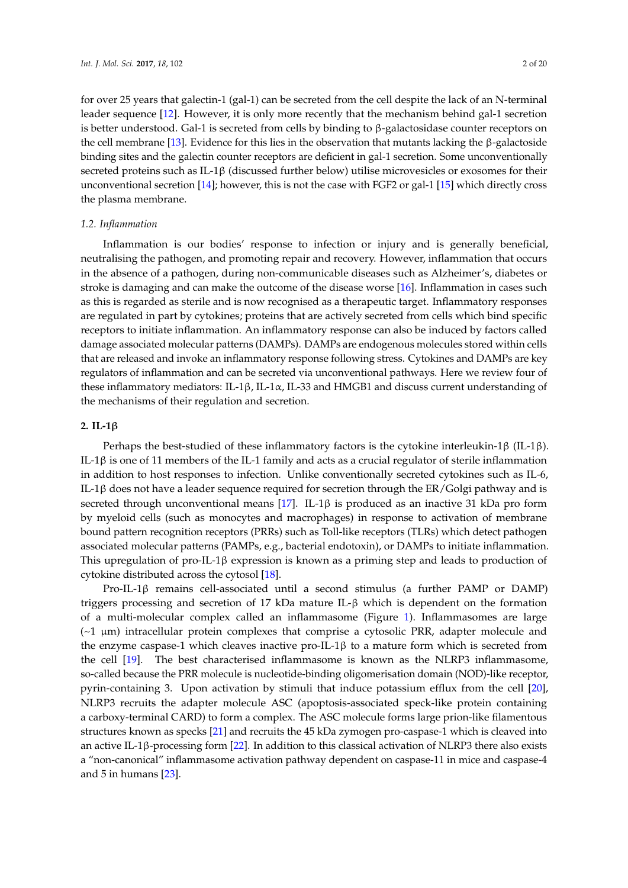for over 25 years that galectin-1 (gal-1) can be secreted from the cell despite the lack of an N-terminal leader sequence [12]. However, it is only more recently that the mechanism behind gal-1 secretion is better understood. Gal-1 is secreted from cells by binding to β-galactosidase counter receptors on the cell membrane [13]. Evidence for this lies in the observation that mutants lacking the β-galactoside binding sites and the galectin counter receptors are deficient in gal-1 secretion. Some unconventionally secreted proteins such as IL-1β (discussed further below) utilise microvesicles or exosomes for their unconventional secretion [14]; however, this is not the case with FGF2 or gal-1 [15] which directly cross the plasma membrane.

### 1.2. Inflammation

Inflammation is our bodies' response to infection or injury and is generally beneficial, neutralising the pathogen, and promoting repair and recovery. However, inflammation that occurs in the absence of a pathogen, during non-communicable diseases such as Alzheimer's, diabetes or stroke is damaging and can make the outcome of the disease worse [16]. Inflammation in cases such as this is regarded as sterile and is now recognised as a therapeutic target. Inflammatory responses are regulated in part by cytokines; proteins that are actively secreted from cells which bind specific receptors to initiate inflammation. An inflammatory response can also be induced by factors called damage associated molecular patterns (DAMPs). DAMPs are endogenous molecules stored within cells that are released and invoke an inflammatory response following stress. Cytokines and DAMPs are key regulators of inflammation and can be secreted via unconventional pathways. Here we review four of these inflammatory mediators: IL-1β, IL-1α, IL-33 and HMGB1 and discuss current understanding of the mechanisms of their regulation and secretion.

## 2. IL-1β

Perhaps the best-studied of these inflammatory factors is the cytokine interleukin-1β (IL-1β). IL-1β is one of 11 members of the IL-1 family and acts as a crucial regulator of sterile inflammation in addition to host responses to infection. Unlike conventionally secreted cytokines such as IL-6, IL-1β does not have a leader sequence required for secretion through the ER/Golgi pathway and is secreted through unconventional means [17]. IL-1β is produced as an inactive 31 kDa pro form by myeloid cells (such as monocytes and macrophages) in response to activation of membrane bound pattern recognition receptors (PRRs) such as Toll-like receptors (TLRs) which detect pathogen associated molecular patterns (PAMPs, e.g., bacterial endotoxin), or DAMPs to initiate inflammation. This upregulation of pro-IL-1β expression is known as a priming step and leads to production of cytokine distributed across the cytosol [18].

Pro-IL-1β remains cell-associated until a second stimulus (a further PAMP or DAMP) triggers processing and secretion of 17 kDa mature IL-β which is dependent on the formation of a multi-molecular complex called an inflammasome (Figure 1). Inflammasomes are large (~1 μm) intracellular protein complexes that comprise a cytosolic PRR, adapter molecule and the enzyme caspase-1 which cleaves inactive pro-IL-1β to a mature form which is secreted from the cell [19]. The best characterised inflammasome is known as the NLRP3 inflammasome, so-called because the PRR molecule is nucleotide-binding oligomerisation domain (NOD)-like receptor, pyrin-containing 3. Upon activation by stimuli that induce potassium efflux from the cell [20], NLRP3 recruits the adapter molecule ASC (apoptosis-associated speck-like protein containing a carboxy-terminal CARD) to form a complex. The ASC molecule forms large prion-like filamentous structures known as specks [21] and recruits the 45 kDa zymogen pro-caspase-1 which is cleaved into an active IL-1β-processing form [22]. In addition to this classical activation of NLRP3 there also exists a "non-canonical" inflammasome activation pathway dependent on caspase-11 in mice and caspase-4 and 5 in humans [23].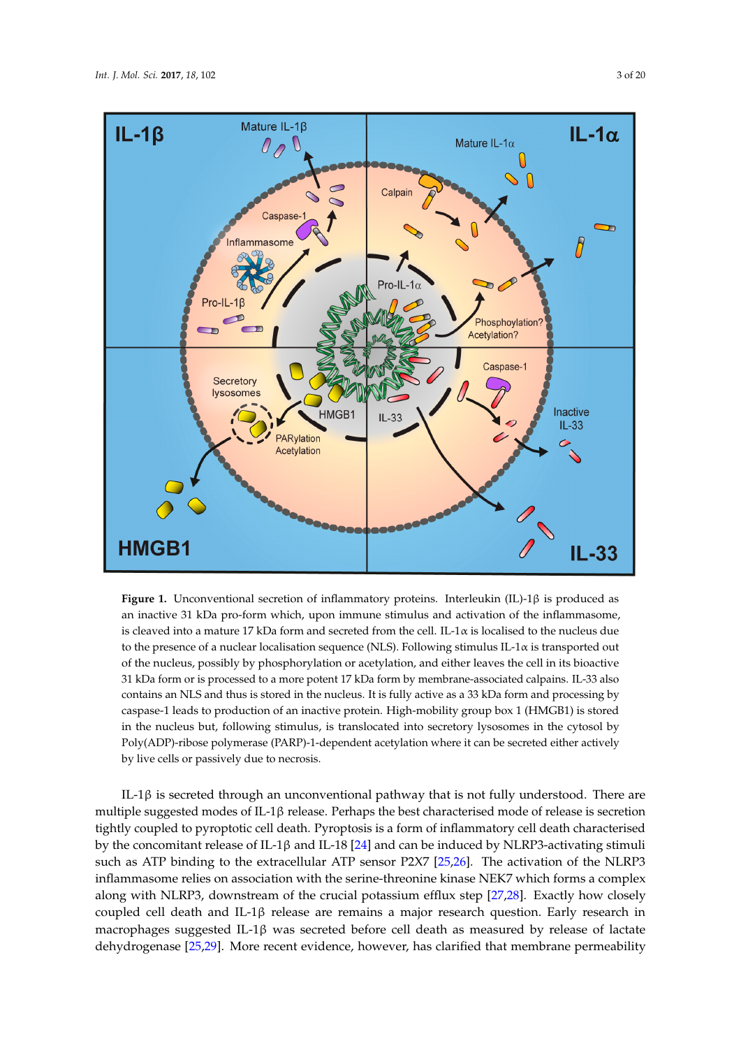**Figure 1.** Unconventional secretion of inflammatory proteins. Interleukin (IL)-1β is produced as an inactive 31 kDa pro-form which, upon immune stimulus and activation of the inflammasome, is cleaved into a mature 17 kDa form and secreted from the cell. IL-1α is localised to the nucleus due to the presence of a nuclear localisation sequence (NLS). Following stimulus IL-1α is transported out of the nucleus, possibly by phosphorylation or acetylation, and either leaves the cell in its bioactive 31 kDa form or is processed to a more potent 17 kDa form by membrane-associated calpains. IL-33 also contains an NLS and thus is stored in the nucleus. It is fully active as a 33 kDa form and processing by caspase-1 leads to production of an inactive protein. High-mobility group box 1 (HMGB1) is stored in the nucleus but, following stimulus, is translocated into secretory lysosomes in the cytosol by Poly(ADP)-ribose polymerase (PARP)-1-dependent acetylation where it can be secreted either actively by live cells or passively due to necrosis.

IL-1β is secreted through an unconventional pathway that is not fully understood. There are multiple suggested modes of IL-1β release. Perhaps the best characterised mode of release is secretion tightly coupled to pyroptotic cell death. Pyroptosis is a form of inflammatory cell death characterised by the concomitant release of IL-1β and IL-18 [24] and can be induced by NLRP3-activating stimuli such as ATP binding to the extracellular ATP sensor P2X7 [25,26]. The activation of the NLRP3 inflammasome relies on association with the serine-threonine kinase NEK7 which forms a complex along with NLRP3, downstream of the crucial potassium efflux step [27,28]. Exactly how closely coupled cell death and IL-1β release are remains a major research question. Early research in macrophages suggested IL-1β was secreted before cell death as measured by release of lactate dehydrogenase [25,29]. More recent evidence, however, has clarified that membrane permeability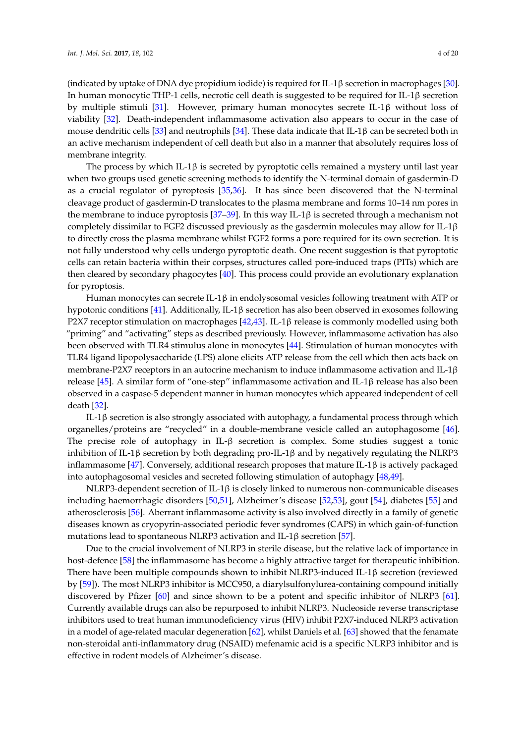(indicated by uptake of DNA dye propidium iodide) is required for IL-1β secretion in macrophages [30]. In human monocytic THP-1 cells, necrotic cell death is suggested to be required for IL-1β secretion by multiple stimuli [31]. However, primary human monocytes secrete IL-1β without loss of viability [32]. Death-independent inflammasome activation also appears to occur in the case of mouse dendritic cells [33] and neutrophils [34]. These data indicate that IL-1β can be secreted both in an active mechanism independent of cell death but also in a manner that absolutely requires loss of membrane integrity.

The process by which IL-1β is secreted by pyroptotic cells remained a mystery until last year when two groups used genetic screening methods to identify the N-terminal domain of gasdermin-D as a crucial regulator of pyroptosis [35,36]. It has since been discovered that the N-terminal cleavage product of gasdermin-D translocates to the plasma membrane and forms 10–14 nm pores in the membrane to induce pyroptosis [37–39]. In this way IL-1β is secreted through a mechanism not completely dissimilar to FGF2 discussed previously as the gasdermin molecules may allow for IL-1β to directly cross the plasma membrane whilst FGF2 forms a pore required for its own secretion. It is not fully understood why cells undergo pyroptotic death. One recent suggestion is that pyroptotic cells can retain bacteria within their corpses, structures called pore-induced traps (PITs) which are then cleared by secondary phagocytes [40]. This process could provide an evolutionary explanation for pyroptosis.

Human monocytes can secrete IL-1β in endolysosomal vesicles following treatment with ATP or hypotonic conditions [41]. Additionally, IL-1β secretion has also been observed in exosomes following P2X7 receptor stimulation on macrophages [42,43]. IL-1β release is commonly modelled using both "priming" and "activating" steps as described previously. However, inflammasome activation has also been observed with TLR4 stimulus alone in monocytes [44]. Stimulation of human monocytes with TLR4 ligand lipopolysaccharide (LPS) alone elicits ATP release from the cell which then acts back on membrane-P2X7 receptors in an autocrine mechanism to induce inflammasome activation and IL-1β release [45]. A similar form of "one-step" inflammasome activation and IL-1β release has also been observed in a caspase-5 dependent manner in human monocytes which appeared independent of cell death [32].

IL-1β secretion is also strongly associated with autophagy, a fundamental process through which organelles/proteins are "recycled" in a double-membrane vesicle called an autophagosome [46]. The precise role of autophagy in IL-β secretion is complex. Some studies suggest a tonic inhibition of IL-1β secretion by both degrading pro-IL-1β and by negatively regulating the NLRP3 inflammasome [47]. Conversely, additional research proposes that mature IL-1β is actively packaged into autophagosomal vesicles and secreted following stimulation of autophagy [48,49].

NLRP3-dependent secretion of IL-1β is closely linked to numerous non-communicable diseases including haemorrhagic disorders [50,51], Alzheimer's disease [52,53], gout [54], diabetes [55] and atherosclerosis [56]. Aberrant inflammasome activity is also involved directly in a family of genetic diseases known as cryopyrin-associated periodic fever syndromes (CAPS) in which gain-of-function mutations lead to spontaneous NLRP3 activation and IL-1β secretion [57].

Due to the crucial involvement of NLRP3 in sterile disease, but the relative lack of importance in host-defence [58] the inflammasome has become a highly attractive target for therapeutic inhibition. There have been multiple compounds shown to inhibit NLRP3-induced IL-1β secretion (reviewed by [59]). The most NLRP3 inhibitor is MCC950, a diarylsulfonylurea-containing compound initially discovered by Pfizer [60] and since shown to be a potent and specific inhibitor of NLRP3 [61]. Currently available drugs can also be repurposed to inhibit NLRP3. Nucleoside reverse transcriptase inhibitors used to treat human immunodeficiency virus (HIV) inhibit P2X7-induced NLRP3 activation in a model of age-related macular degeneration [62], whilst Daniels et al. [63] showed that the fenamate non-steroidal anti-inflammatory drug (NSAID) mefenamic acid is a specific NLRP3 inhibitor and is effective in rodent models of Alzheimer's disease.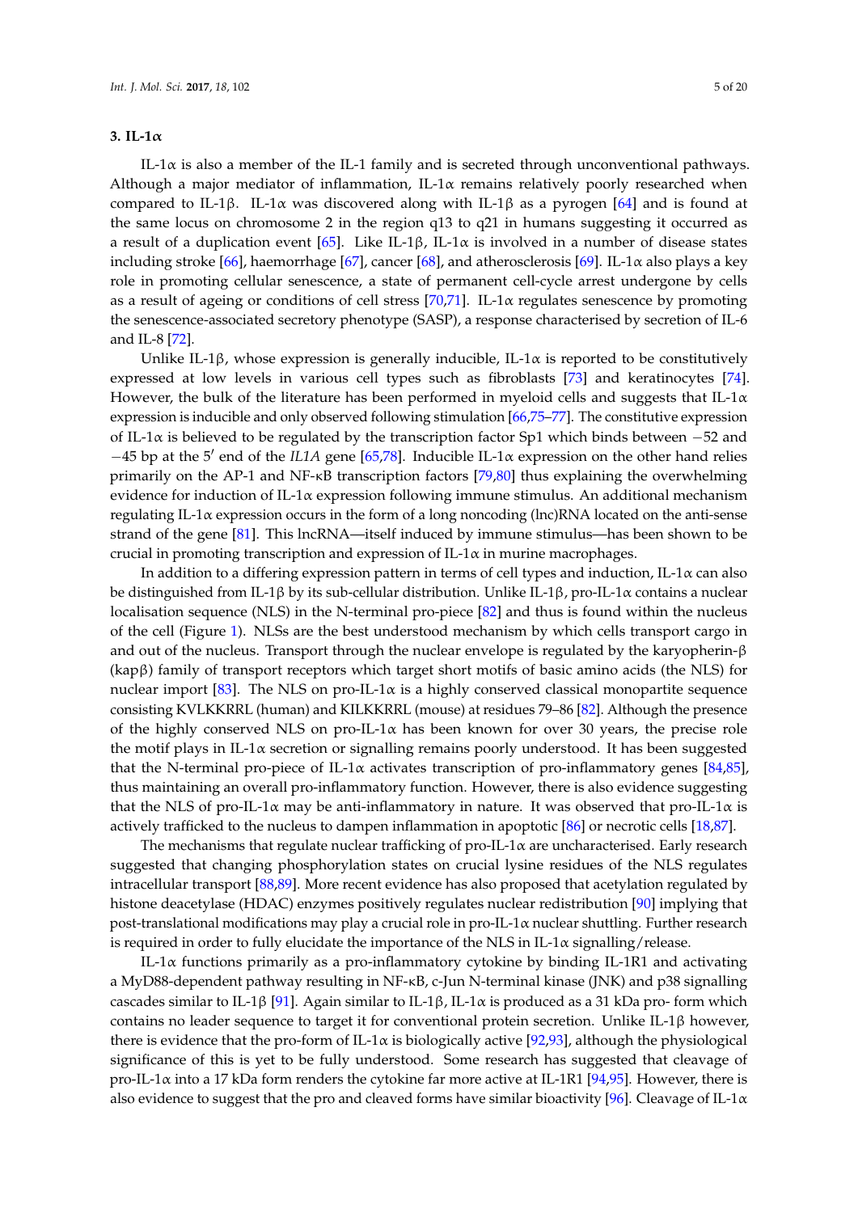## 3. IL-1α

IL-1α is also a member of the IL-1 family and is secreted through unconventional pathways. Although a major mediator of inflammation, IL-1α remains relatively poorly researched when compared to IL-1β. IL-1α was discovered along with IL-1β as a pyrogen [64] and is found at the same locus on chromosome 2 in the region q13 to q21 in humans suggesting it occurred as a result of a duplication event [65]. Like IL-1β, IL-1α is involved in a number of disease states including stroke [66], haemorrhage [67], cancer [68], and atherosclerosis [69]. IL-1α also plays a key role in promoting cellular senescence, a state of permanent cell-cycle arrest undergone by cells as a result of ageing or conditions of cell stress [70,71]. IL-1α regulates senescence by promoting the senescence-associated secretory phenotype (SASP), a response characterised by secretion of IL-6 and IL-8 [72].

Unlike IL-1β, whose expression is generally inducible, IL-1α is reported to be constitutively expressed at low levels in various cell types such as fibroblasts [73] and keratinocytes [74]. However, the bulk of the literature has been performed in myeloid cells and suggests that IL-1α expression is inducible and only observed following stimulation [66,75–77]. The constitutive expression of IL-1α is believed to be regulated by the transcription factor Sp1 which binds between −52 and −45 bp at the 5′ end of the *IL1A* gene [65,78]. Inducible IL-1α expression on the other hand relies primarily on the AP-1 and NF-κB transcription factors [79,80] thus explaining the overwhelming evidence for induction of IL-1α expression following immune stimulus. An additional mechanism regulating IL-1α expression occurs in the form of a long noncoding (lnc)RNA located on the anti-sense strand of the gene [81]. This lncRNA—itself induced by immune stimulus—has been shown to be crucial in promoting transcription and expression of IL-1α in murine macrophages.

In addition to a differing expression pattern in terms of cell types and induction, IL-1α can also be distinguished from IL-1β by its sub-cellular distribution. Unlike IL-1β, pro-IL-1α contains a nuclear localisation sequence (NLS) in the N-terminal pro-piece [82] and thus is found within the nucleus of the cell (Figure 1). NLSs are the best understood mechanism by which cells transport cargo in and out of the nucleus. Transport through the nuclear envelope is regulated by the karyopherin-β (kapβ) family of transport receptors which target short motifs of basic amino acids (the NLS) for nuclear import [83]. The NLS on pro-IL-1α is a highly conserved classical monopartite sequence consisting KVLKKRRL (human) and KILKKRRL (mouse) at residues 79–86 [82]. Although the presence of the highly conserved NLS on pro-IL-1α has been known for over 30 years, the precise role the motif plays in IL-1α secretion or signalling remains poorly understood. It has been suggested that the N-terminal pro-piece of IL-1α activates transcription of pro-inflammatory genes [84,85], thus maintaining an overall pro-inflammatory function. However, there is also evidence suggesting that the NLS of pro-IL-1α may be anti-inflammatory in nature. It was observed that pro-IL-1α is actively trafficked to the nucleus to dampen inflammation in apoptotic [86] or necrotic cells [18,87].

The mechanisms that regulate nuclear trafficking of pro-IL-1α are uncharacterised. Early research suggested that changing phosphorylation states on crucial lysine residues of the NLS regulates intracellular transport [88,89]. More recent evidence has also proposed that acetylation regulated by histone deacetylase (HDAC) enzymes positively regulates nuclear redistribution [90] implying that post-translational modifications may play a crucial role in pro-IL-1α nuclear shuttling. Further research is required in order to fully elucidate the importance of the NLS in IL-1α signalling/release.

IL-1α functions primarily as a pro-inflammatory cytokine by binding IL-1R1 and activating a MyD88-dependent pathway resulting in NF-κB, c-Jun N-terminal kinase (JNK) and p38 signalling cascades similar to IL-1β [91]. Again similar to IL-1β, IL-1α is produced as a 31 kDa pro- form which contains no leader sequence to target it for conventional protein secretion. Unlike IL-1β however, there is evidence that the pro-form of IL-1α is biologically active [92,93], although the physiological significance of this is yet to be fully understood. Some research has suggested that cleavage of pro-IL-1α into a 17 kDa form renders the cytokine far more active at IL-1R1 [94,95]. However, there is also evidence to suggest that the pro and cleaved forms have similar bioactivity [96]. Cleavage of IL-1α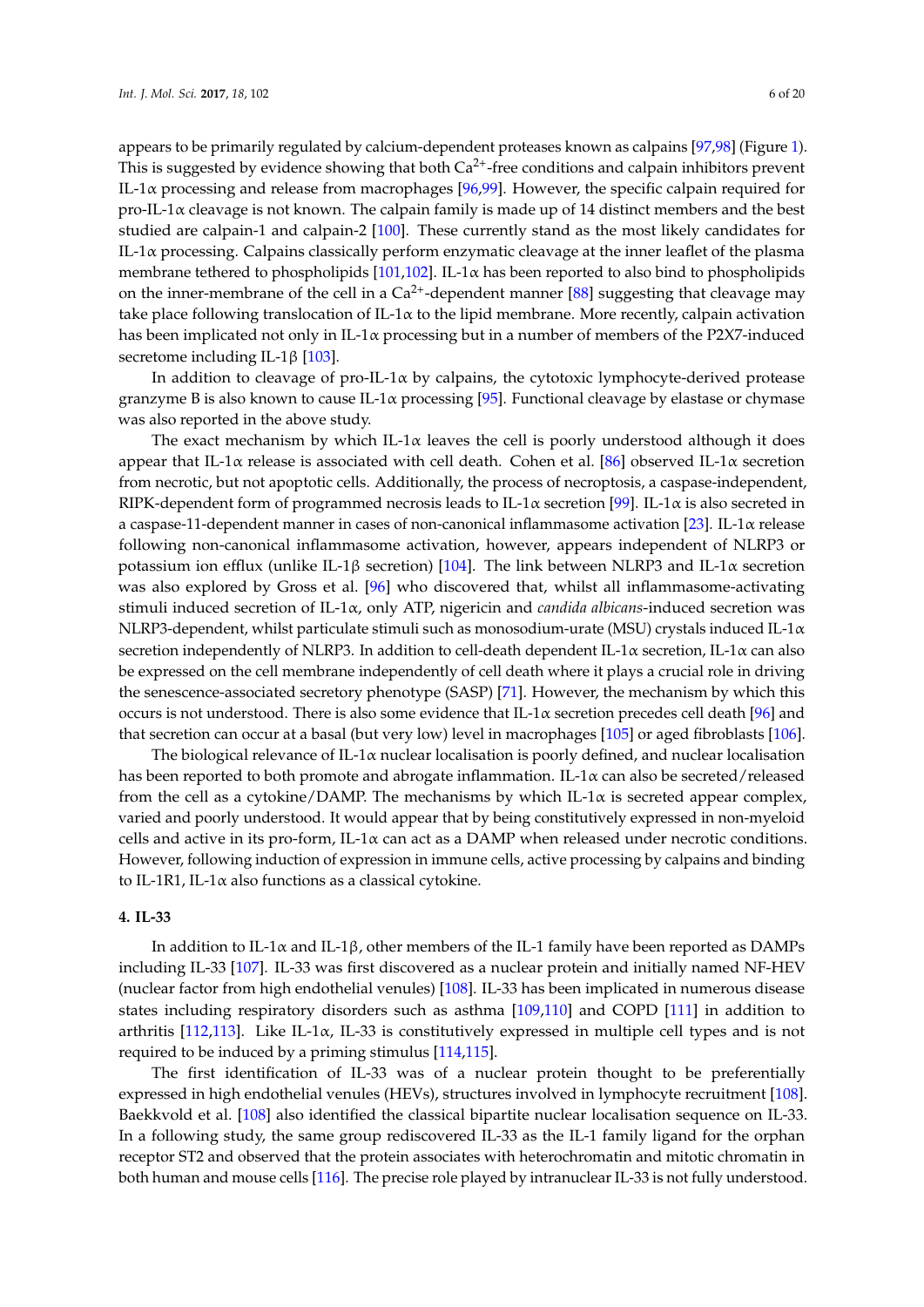appears to be primarily regulated by calcium-dependent proteases known as calpains [97,98] (Figure 1). This is suggested by evidence showing that both $Ca^{2+}$-free conditions and calpain inhibitors prevent IL-1α processing and release from macrophages [96,99]. However, the specific calpain required for pro-IL-1α cleavage is not known. The calpain family is made up of 14 distinct members and the best studied are calpain-1 and calpain-2 [100]. These currently stand as the most likely candidates for IL-1α processing. Calpains classically perform enzymatic cleavage at the inner leaflet of the plasma membrane tethered to phospholipids [101,102]. IL-1α has been reported to also bind to phospholipids on the inner-membrane of the cell in a $Ca^{2+}$-dependent manner [88] suggesting that cleavage may take place following translocation of IL-1α to the lipid membrane. More recently, calpain activation has been implicated not only in IL-1α processing but in a number of members of the P2X7-induced secretome including IL-1β [103].

In addition to cleavage of pro-IL-1α by calpains, the cytotoxic lymphocyte-derived protease granzyme B is also known to cause IL-1α processing [95]. Functional cleavage by elastase or chymase was also reported in the above study.

The exact mechanism by which IL-1α leaves the cell is poorly understood although it does appear that IL-1α release is associated with cell death. Cohen et al. [86] observed IL-1α secretion from necrotic, but not apoptotic cells. Additionally, the process of necroptosis, a caspase-independent, RIPK-dependent form of programmed necrosis leads to IL-1α secretion [99]. IL-1α is also secreted in a caspase-11-dependent manner in cases of non-canonical inflammasome activation [23]. IL-1α release following non-canonical inflammasome activation, however, appears independent of NLRP3 or potassium ion efflux (unlike IL-1β secretion) [104]. The link between NLRP3 and IL-1α secretion was also explored by Gross et al. [96] who discovered that, whilst all inflammasome-activating stimuli induced secretion of IL-1α, only ATP, nigericin and *candida albicans*-induced secretion was NLRP3-dependent, whilst particulate stimuli such as monosodium-urate (MSU) crystals induced IL-1α secretion independently of NLRP3. In addition to cell-death dependent IL-1α secretion, IL-1α can also be expressed on the cell membrane independently of cell death where it plays a crucial role in driving the senescence-associated secretory phenotype (SASP) [71]. However, the mechanism by which this occurs is not understood. There is also some evidence that IL-1α secretion precedes cell death [96] and that secretion can occur at a basal (but very low) level in macrophages [105] or aged fibroblasts [106].

The biological relevance of IL-1α nuclear localisation is poorly defined, and nuclear localisation has been reported to both promote and abrogate inflammation. IL-1α can also be secreted/released from the cell as a cytokine/DAMP. The mechanisms by which IL-1α is secreted appear complex, varied and poorly understood. It would appear that by being constitutively expressed in non-myeloid cells and active in its pro-form, IL-1α can act as a DAMP when released under necrotic conditions. However, following induction of expression in immune cells, active processing by calpains and binding to IL-1R1, IL-1α also functions as a classical cytokine.

## 4. IL-33

In addition to IL-1α and IL-1β, other members of the IL-1 family have been reported as DAMPs including IL-33 [107]. IL-33 was first discovered as a nuclear protein and initially named NF-HEV (nuclear factor from high endothelial venules) [108]. IL-33 has been implicated in numerous disease states including respiratory disorders such as asthma [109,110] and COPD [111] in addition to arthritis [112,113]. Like IL-1α, IL-33 is constitutively expressed in multiple cell types and is not required to be induced by a priming stimulus [114,115].

The first identification of IL-33 was of a nuclear protein thought to be preferentially expressed in high endothelial venules (HEVs), structures involved in lymphocyte recruitment [108]. Baekkvold et al. [108] also identified the classical bipartite nuclear localisation sequence on IL-33. In a following study, the same group rediscovered IL-33 as the IL-1 family ligand for the orphan receptor ST2 and observed that the protein associates with heterochromatin and mitotic chromatin in both human and mouse cells [116]. The precise role played by intranuclear IL-33 is not fully understood.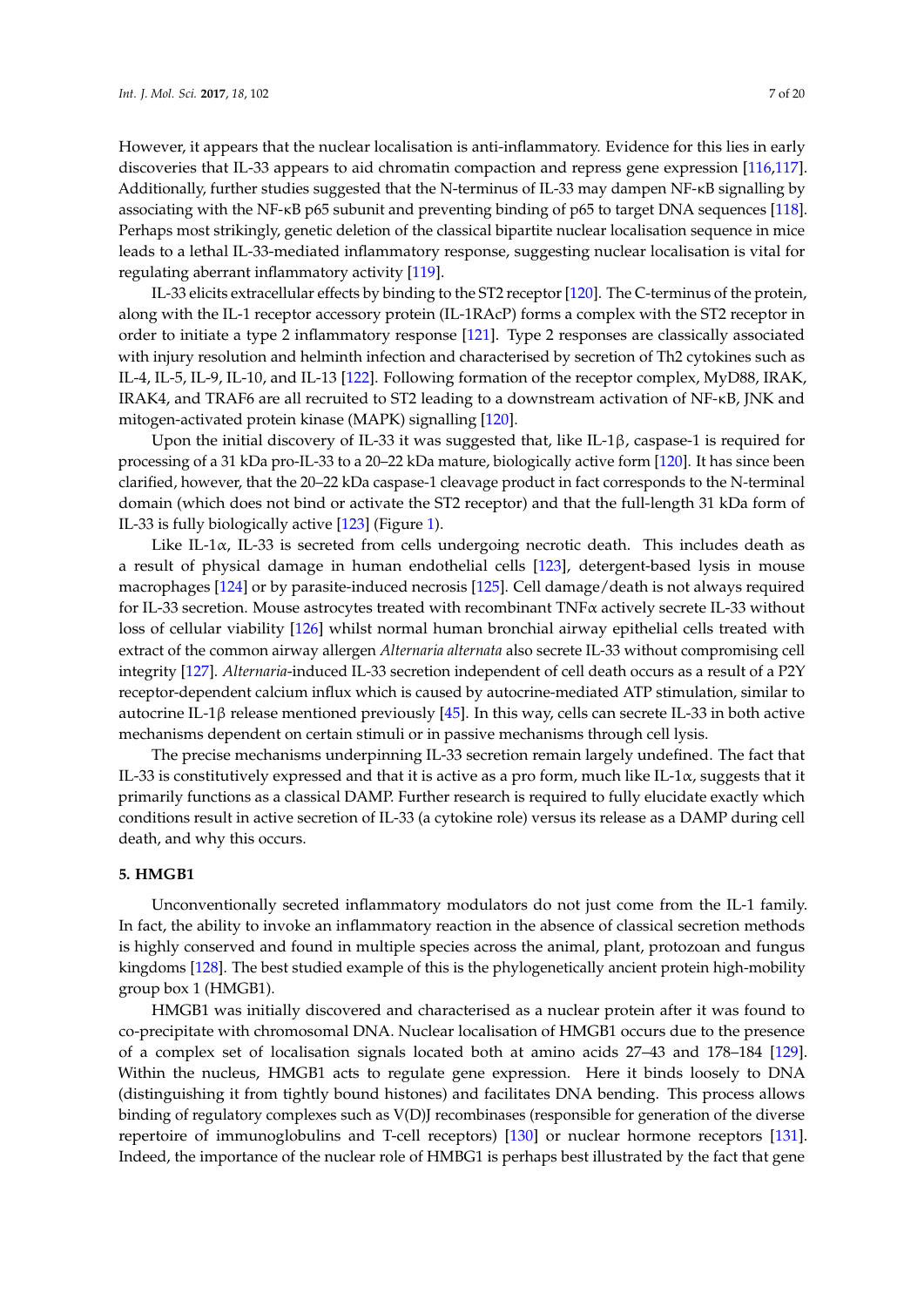However, it appears that the nuclear localisation is anti-inflammatory. Evidence for this lies in early discoveries that IL-33 appears to aid chromatin compaction and repress gene expression [116,117]. Additionally, further studies suggested that the N-terminus of IL-33 may dampen NF-κB signalling by associating with the NF-κB p65 subunit and preventing binding of p65 to target DNA sequences [118]. Perhaps most strikingly, genetic deletion of the classical bipartite nuclear localisation sequence in mice leads to a lethal IL-33-mediated inflammatory response, suggesting nuclear localisation is vital for regulating aberrant inflammatory activity [119].

IL-33 elicits extracellular effects by binding to the ST2 receptor [120]. The C-terminus of the protein, along with the IL-1 receptor accessory protein (IL-1RAcP) forms a complex with the ST2 receptor in order to initiate a type 2 inflammatory response [121]. Type 2 responses are classically associated with injury resolution and helminth infection and characterised by secretion of Th2 cytokines such as IL-4, IL-5, IL-9, IL-10, and IL-13 [122]. Following formation of the receptor complex, MyD88, IRAK, IRAK4, and TRAF6 are all recruited to ST2 leading to a downstream activation of NF-κB, JNK and mitogen-activated protein kinase (MAPK) signalling [120].

Upon the initial discovery of IL-33 it was suggested that, like IL-1β, caspase-1 is required for processing of a 31 kDa pro-IL-33 to a 20–22 kDa mature, biologically active form [120]. It has since been clarified, however, that the 20–22 kDa caspase-1 cleavage product in fact corresponds to the N-terminal domain (which does not bind or activate the ST2 receptor) and that the full-length 31 kDa form of IL-33 is fully biologically active [123] (Figure 1).

Like IL-1α, IL-33 is secreted from cells undergoing necrotic death. This includes death as a result of physical damage in human endothelial cells [123], detergent-based lysis in mouse macrophages [124] or by parasite-induced necrosis [125]. Cell damage/death is not always required for IL-33 secretion. Mouse astrocytes treated with recombinant TNFα actively secrete IL-33 without loss of cellular viability [126] whilst normal human bronchial airway epithelial cells treated with extract of the common airway allergen *Alternaria alternata* also secrete IL-33 without compromising cell integrity [127]. *Alternaria*-induced IL-33 secretion independent of cell death occurs as a result of a P2Y receptor-dependent calcium influx which is caused by autocrine-mediated ATP stimulation, similar to autocrine IL-1β release mentioned previously [45]. In this way, cells can secrete IL-33 in both active mechanisms dependent on certain stimuli or in passive mechanisms through cell lysis.

The precise mechanisms underpinning IL-33 secretion remain largely undefined. The fact that IL-33 is constitutively expressed and that it is active as a pro form, much like IL-1α, suggests that it primarily functions as a classical DAMP. Further research is required to fully elucidate exactly which conditions result in active secretion of IL-33 (a cytokine role) versus its release as a DAMP during cell death, and why this occurs.

## 5. HMGB1

Unconventionally secreted inflammatory modulators do not just come from the IL-1 family. In fact, the ability to invoke an inflammatory reaction in the absence of classical secretion methods is highly conserved and found in multiple species across the animal, plant, protozoan and fungus kingdoms [128]. The best studied example of this is the phylogenetically ancient protein high-mobility group box 1 (HMGB1).

HMGB1 was initially discovered and characterised as a nuclear protein after it was found to co-precipitate with chromosomal DNA. Nuclear localisation of HMGB1 occurs due to the presence of a complex set of localisation signals located both at amino acids 27–43 and 178–184 [129]. Within the nucleus, HMGB1 acts to regulate gene expression. Here it binds loosely to DNA (distinguishing it from tightly bound histones) and facilitates DNA bending. This process allows binding of regulatory complexes such as V(D)J recombinases (responsible for generation of the diverse repertoire of immunoglobulins and T-cell receptors) [130] or nuclear hormone receptors [131]. Indeed, the importance of the nuclear role of HMBG1 is perhaps best illustrated by the fact that gene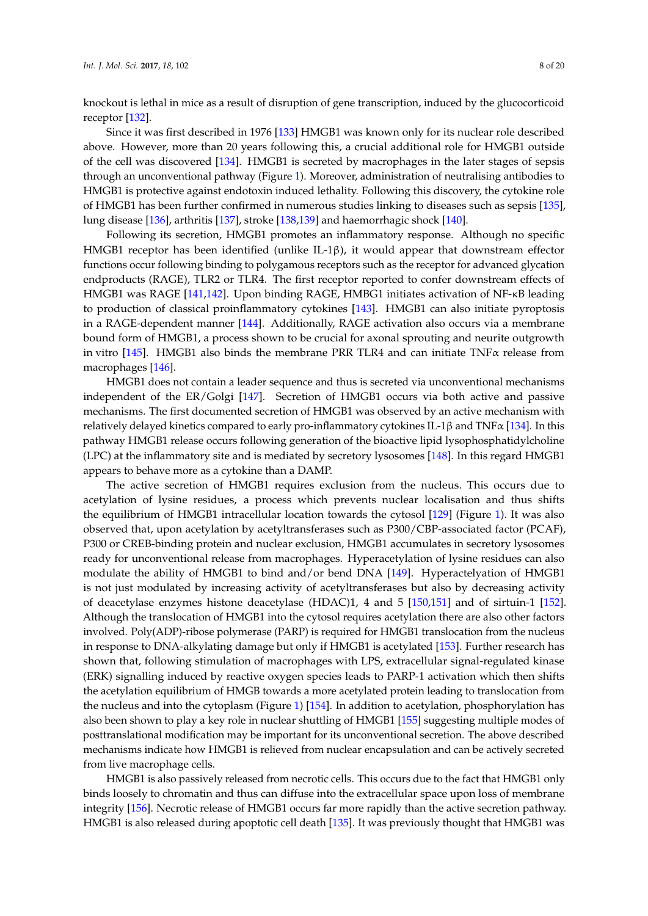knockout is lethal in mice as a result of disruption of gene transcription, induced by the glucocorticoid receptor [132].

Since it was first described in 1976 [133] HMGB1 was known only for its nuclear role described above. However, more than 20 years following this, a crucial additional role for HMGB1 outside of the cell was discovered [134]. HMGB1 is secreted by macrophages in the later stages of sepsis through an unconventional pathway (Figure 1). Moreover, administration of neutralising antibodies to HMGB1 is protective against endotoxin induced lethality. Following this discovery, the cytokine role of HMGB1 has been further confirmed in numerous studies linking to diseases such as sepsis [135], lung disease [136], arthritis [137], stroke [138,139] and haemorrhagic shock [140].

Following its secretion, HMGB1 promotes an inflammatory response. Although no specific HMGB1 receptor has been identified (unlike IL-1β), it would appear that downstream effector functions occur following binding to polygamous receptors such as the receptor for advanced glycation endproducts (RAGE), TLR2 or TLR4. The first receptor reported to confer downstream effects of HMGB1 was RAGE [141,142]. Upon binding RAGE, HMBG1 initiates activation of NF-κB leading to production of classical proinflammatory cytokines [143]. HMGB1 can also initiate pyroptosis in a RAGE-dependent manner [144]. Additionally, RAGE activation also occurs via a membrane bound form of HMGB1, a process shown to be crucial for axonal sprouting and neurite outgrowth in vitro [145]. HMGB1 also binds the membrane PRR TLR4 and can initiate TNFα release from macrophages [146].

HMGB1 does not contain a leader sequence and thus is secreted via unconventional mechanisms independent of the ER/Golgi [147]. Secretion of HMGB1 occurs via both active and passive mechanisms. The first documented secretion of HMGB1 was observed by an active mechanism with relatively delayed kinetics compared to early pro-inflammatory cytokines IL-1β and TNFα [134]. In this pathway HMGB1 release occurs following generation of the bioactive lipid lysophosphatidylcholine (LPC) at the inflammatory site and is mediated by secretory lysosomes [148]. In this regard HMGB1 appears to behave more as a cytokine than a DAMP.

The active secretion of HMGB1 requires exclusion from the nucleus. This occurs due to acetylation of lysine residues, a process which prevents nuclear localisation and thus shifts the equilibrium of HMGB1 intracellular location towards the cytosol [129] (Figure 1). It was also observed that, upon acetylation by acetyltransferases such as P300/CBP-associated factor (PCAF), P300 or CREB-binding protein and nuclear exclusion, HMGB1 accumulates in secretory lysosomes ready for unconventional release from macrophages. Hyperacetylation of lysine residues can also modulate the ability of HMGB1 to bind and/or bend DNA [149]. Hyperactelyation of HMGB1 is not just modulated by increasing activity of acetyltransferases but also by decreasing activity of deacetylase enzymes histone deacetylase (HDAC)1, 4 and 5 [150,151] and of sirtuin-1 [152]. Although the translocation of HMGB1 into the cytosol requires acetylation there are also other factors involved. Poly(ADP)-ribose polymerase (PARP) is required for HMGB1 translocation from the nucleus in response to DNA-alkylating damage but only if HMGB1 is acetylated [153]. Further research has shown that, following stimulation of macrophages with LPS, extracellular signal-regulated kinase (ERK) signalling induced by reactive oxygen species leads to PARP-1 activation which then shifts the acetylation equilibrium of HMGB towards a more acetylated protein leading to translocation from the nucleus and into the cytoplasm (Figure 1) [154]. In addition to acetylation, phosphorylation has also been shown to play a key role in nuclear shuttling of HMGB1 [155] suggesting multiple modes of posttranslational modification may be important for its unconventional secretion. The above described mechanisms indicate how HMGB1 is relieved from nuclear encapsulation and can be actively secreted from live macrophage cells.

HMGB1 is also passively released from necrotic cells. This occurs due to the fact that HMGB1 only binds loosely to chromatin and thus can diffuse into the extracellular space upon loss of membrane integrity [156]. Necrotic release of HMGB1 occurs far more rapidly than the active secretion pathway. HMGB1 is also released during apoptotic cell death [135]. It was previously thought that HMGB1 was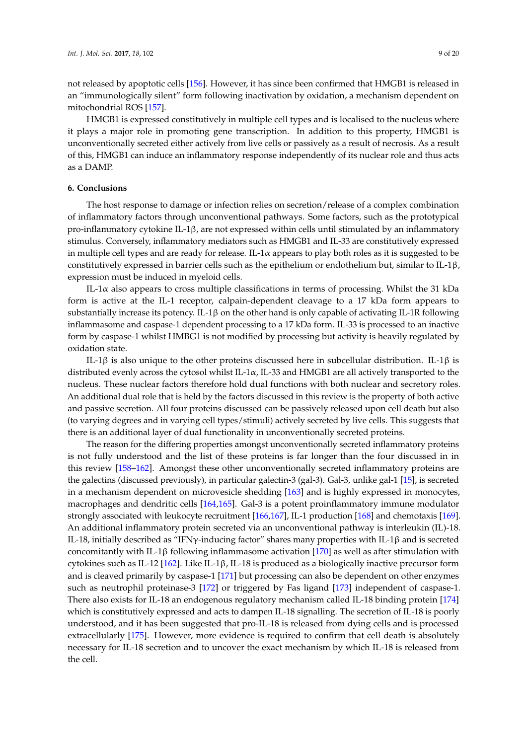not released by apoptotic cells [156]. However, it has since been confirmed that HMGB1 is released in an "immunologically silent" form following inactivation by oxidation, a mechanism dependent on mitochondrial ROS [157].

HMGB1 is expressed constitutively in multiple cell types and is localised to the nucleus where it plays a major role in promoting gene transcription. In addition to this property, HMGB1 is unconventionally secreted either actively from live cells or passively as a result of necrosis. As a result of this, HMGB1 can induce an inflammatory response independently of its nuclear role and thus acts as a DAMP.

## 6. Conclusions

The host response to damage or infection relies on secretion/release of a complex combination of inflammatory factors through unconventional pathways. Some factors, such as the prototypical pro-inflammatory cytokine IL-1β, are not expressed within cells until stimulated by an inflammatory stimulus. Conversely, inflammatory mediators such as HMGB1 and IL-33 are constitutively expressed in multiple cell types and are ready for release. IL-1α appears to play both roles as it is suggested to be constitutively expressed in barrier cells such as the epithelium or endothelium but, similar to IL-1β, expression must be induced in myeloid cells.

IL-1α also appears to cross multiple classifications in terms of processing. Whilst the 31 kDa form is active at the IL-1 receptor, calpain-dependent cleavage to a 17 kDa form appears to substantially increase its potency. IL-1β on the other hand is only capable of activating IL-1R following inflammasome and caspase-1 dependent processing to a 17 kDa form. IL-33 is processed to an inactive form by caspase-1 whilst HMBG1 is not modified by processing but activity is heavily regulated by oxidation state.

IL-1β is also unique to the other proteins discussed here in subcellular distribution. IL-1β is distributed evenly across the cytosol whilst IL-1α, IL-33 and HMGB1 are all actively transported to the nucleus. These nuclear factors therefore hold dual functions with both nuclear and secretory roles. An additional dual role that is held by the factors discussed in this review is the property of both active and passive secretion. All four proteins discussed can be passively released upon cell death but also (to varying degrees and in varying cell types/stimuli) actively secreted by live cells. This suggests that there is an additional layer of dual functionality in unconventionally secreted proteins.

The reason for the differing properties amongst unconventionally secreted inflammatory proteins is not fully understood and the list of these proteins is far longer than the four discussed in in this review [158–162]. Amongst these other unconventionally secreted inflammatory proteins are the galectins (discussed previously), in particular galectin-3 (gal-3). Gal-3, unlike gal-1 [15], is secreted in a mechanism dependent on microvesicle shedding [163] and is highly expressed in monocytes, macrophages and dendritic cells [164,165]. Gal-3 is a potent proinflammatory immune modulator strongly associated with leukocyte recruitment [166,167], IL-1 production [168] and chemotaxis [169]. An additional inflammatory protein secreted via an unconventional pathway is interleukin (IL)-18. IL-18, initially described as "IFNγ-inducing factor" shares many properties with IL-1β and is secreted concomitantly with IL-1β following inflammasome activation [170] as well as after stimulation with cytokines such as IL-12 [162]. Like IL-1β, IL-18 is produced as a biologically inactive precursor form and is cleaved primarily by caspase-1 [171] but processing can also be dependent on other enzymes such as neutrophil proteinase-3 [172] or triggered by Fas ligand [173] independent of caspase-1. There also exists for IL-18 an endogenous regulatory mechanism called IL-18 binding protein [174] which is constitutively expressed and acts to dampen IL-18 signalling. The secretion of IL-18 is poorly understood, and it has been suggested that pro-IL-18 is released from dying cells and is processed extracellularly [175]. However, more evidence is required to confirm that cell death is absolutely necessary for IL-18 secretion and to uncover the exact mechanism by which IL-18 is released from the cell.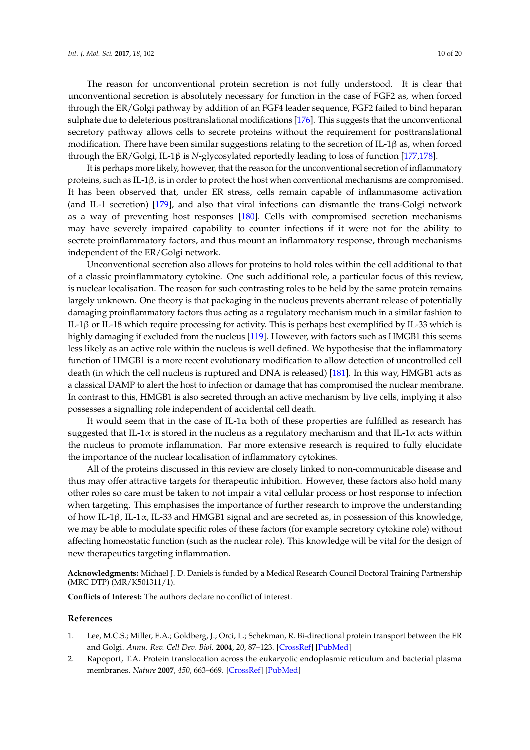The reason for unconventional protein secretion is not fully understood. It is clear that unconventional secretion is absolutely necessary for function in the case of FGF2 as, when forced through the ER/Golgi pathway by addition of an FGF4 leader sequence, FGF2 failed to bind heparan sulphate due to deleterious posttranslational modifications [176]. This suggests that the unconventional secretory pathway allows cells to secrete proteins without the requirement for posttranslational modification. There have been similar suggestions relating to the secretion of IL-1β as, when forced through the ER/Golgi, IL-1β is *N*-glycosylated reportedly leading to loss of function [177,178].

It is perhaps more likely, however, that the reason for the unconventional secretion of inflammatory proteins, such as IL-1β, is in order to protect the host when conventional mechanisms are compromised. It has been observed that, under ER stress, cells remain capable of inflammasome activation (and IL-1 secretion) [179], and also that viral infections can dismantle the trans-Golgi network as a way of preventing host responses [180]. Cells with compromised secretion mechanisms may have severely impaired capability to counter infections if it were not for the ability to secrete proinflammatory factors, and thus mount an inflammatory response, through mechanisms independent of the ER/Golgi network.

Unconventional secretion also allows for proteins to hold roles within the cell additional to that of a classic proinflammatory cytokine. One such additional role, a particular focus of this review, is nuclear localisation. The reason for such contrasting roles to be held by the same protein remains largely unknown. One theory is that packaging in the nucleus prevents aberrant release of potentially damaging proinflammatory factors thus acting as a regulatory mechanism much in a similar fashion to IL-1β or IL-18 which require processing for activity. This is perhaps best exemplified by IL-33 which is highly damaging if excluded from the nucleus [119]. However, with factors such as HMGB1 this seems less likely as an active role within the nucleus is well defined. We hypothesise that the inflammatory function of HMGB1 is a more recent evolutionary modification to allow detection of uncontrolled cell death (in which the cell nucleus is ruptured and DNA is released) [181]. In this way, HMGB1 acts as a classical DAMP to alert the host to infection or damage that has compromised the nuclear membrane. In contrast to this, HMGB1 is also secreted through an active mechanism by live cells, implying it also possesses a signalling role independent of accidental cell death.

It would seem that in the case of IL-1α both of these properties are fulfilled as research has suggested that IL-1α is stored in the nucleus as a regulatory mechanism and that IL-1α acts within the nucleus to promote inflammation. Far more extensive research is required to fully elucidate the importance of the nuclear localisation of inflammatory cytokines.

All of the proteins discussed in this review are closely linked to non-communicable disease and thus may offer attractive targets for therapeutic inhibition. However, these factors also hold many other roles so care must be taken to not impair a vital cellular process or host response to infection when targeting. This emphasises the importance of further research to improve the understanding of how IL-1β, IL-1α, IL-33 and HMGB1 signal and are secreted as, in possession of this knowledge, we may be able to modulate specific roles of these factors (for example secretory cytokine role) without affecting homeostatic function (such as the nuclear role). This knowledge will be vital for the design of new therapeutics targeting inflammation.

**Acknowledgments:** Michael J. D. Daniels is funded by a Medical Research Council Doctoral Training Partnership (MRC DTP) (MR/K501311/1).

**Conflicts of Interest:** The authors declare no conflict of interest.

## References

1. Lee, M.C.S.; Miller, E.A.; Goldberg, J.; Orci, L.; Schekman, R. Bi-directional protein transport between the ER and Golgi. *Annu. Rev. Cell Dev. Biol.* **2004**, *20*, 87–123. [CrossRef] [PubMed]
2. Rapoport, T.A. Protein translocation across the eukaryotic endoplasmic reticulum and bacterial plasma membranes. *Nature* **2007**, *450*, 663–669. [CrossRef] [PubMed]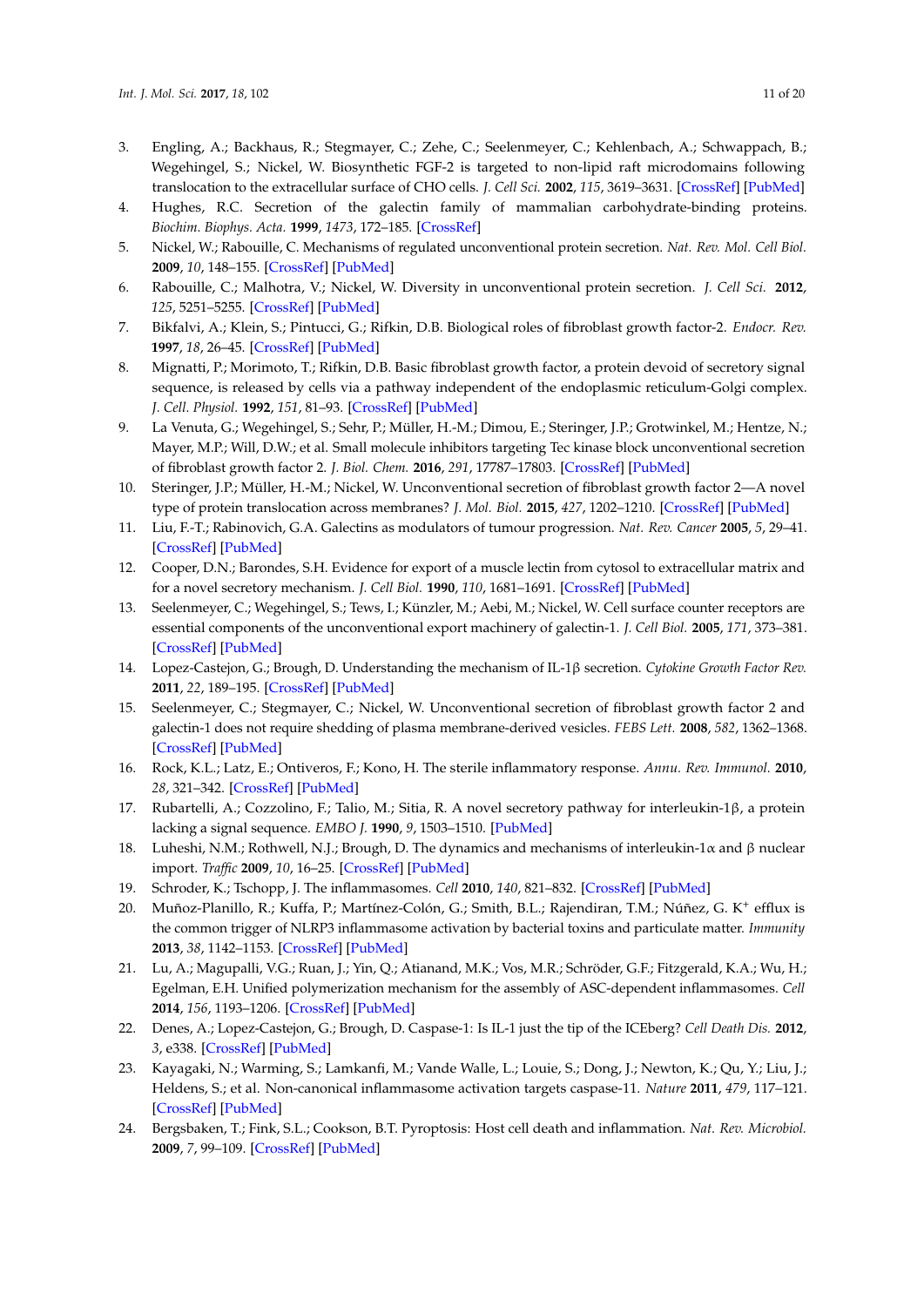3. Engling, A.; Backhaus, R.; Stegmayer, C.; Zehe, C.; Seelenmeyer, C.; Kehlenbach, A.; Schwappach, B.; Wegehingel, S.; Nickel, W. Biosynthetic FGF-2 is targeted to non-lipid raft microdomains following translocation to the extracellular surface of CHO cells. *J. Cell Sci.* **2002**, *115*, 3619–3631. [CrossRef] [PubMed]
4. Hughes, R.C. Secretion of the galectin family of mammalian carbohydrate-binding proteins. *Biochim. Biophys. Acta.* **1999**, *1473*, 172–185. [CrossRef]
5. Nickel, W.; Rabouille, C. Mechanisms of regulated unconventional protein secretion. *Nat. Rev. Mol. Cell Biol.* **2009**, *10*, 148–155. [CrossRef] [PubMed]
6. Rabouille, C.; Malhotra, V.; Nickel, W. Diversity in unconventional protein secretion. *J. Cell Sci.* **2012**, *125*, 5251–5255. [CrossRef] [PubMed]
7. Bikfalvi, A.; Klein, S.; Pintucci, G.; Rifkin, D.B. Biological roles of fibroblast growth factor-2. *Endocr. Rev.* **1997**, *18*, 26–45. [CrossRef] [PubMed]
8. Mignatti, P.; Morimoto, T.; Rifkin, D.B. Basic fibroblast growth factor, a protein devoid of secretory signal sequence, is released by cells via a pathway independent of the endoplasmic reticulum-Golgi complex. *J. Cell. Physiol.* **1992**, *151*, 81–93. [CrossRef] [PubMed]
9. La Venuta, G.; Wegehingel, S.; Sehr, P.; Müller, H.-M.; Dimou, E.; Steringer, J.P.; Grotwinkel, M.; Hentze, N.; Mayer, M.P.; Will, D.W.; et al. Small molecule inhibitors targeting Tec kinase block unconventional secretion of fibroblast growth factor 2. *J. Biol. Chem.* **2016**, *291*, 17787–17803. [CrossRef] [PubMed]
10. Steringer, J.P.; Müller, H.-M.; Nickel, W. Unconventional secretion of fibroblast growth factor 2—A novel type of protein translocation across membranes? *J. Mol. Biol.* **2015**, *427*, 1202–1210. [CrossRef] [PubMed]
11. Liu, F.-T.; Rabinovich, G.A. Galectins as modulators of tumour progression. *Nat. Rev. Cancer* **2005**, *5*, 29–41. [CrossRef] [PubMed]
12. Cooper, D.N.; Barondes, S.H. Evidence for export of a muscle lectin from cytosol to extracellular matrix and for a novel secretory mechanism. *J. Cell Biol.* **1990**, *110*, 1681–1691. [CrossRef] [PubMed]
13. Seelenmeyer, C.; Wegehingel, S.; Tews, I.; Künzler, M.; Aebi, M.; Nickel, W. Cell surface counter receptors are essential components of the unconventional export machinery of galectin-1. *J. Cell Biol.* **2005**, *171*, 373–381. [CrossRef] [PubMed]
14. Lopez-Castejon, G.; Brough, D. Understanding the mechanism of IL-1β secretion. *Cytokine Growth Factor Rev.* **2011**, *22*, 189–195. [CrossRef] [PubMed]
15. Seelenmeyer, C.; Stegmayer, C.; Nickel, W. Unconventional secretion of fibroblast growth factor 2 and galectin-1 does not require shedding of plasma membrane-derived vesicles. *FEBS Lett.* **2008**, *582*, 1362–1368. [CrossRef] [PubMed]
16. Rock, K.L.; Latz, E.; Ontiveros, F.; Kono, H. The sterile inflammatory response. *Annu. Rev. Immunol.* **2010**, *28*, 321–342. [CrossRef] [PubMed]
17. Rubartelli, A.; Cozzolino, F.; Talio, M.; Sitia, R. A novel secretory pathway for interleukin-1β, a protein lacking a signal sequence. *EMBO J.* **1990**, *9*, 1503–1510. [PubMed]
18. Luheshi, N.M.; Rothwell, N.J.; Brough, D. The dynamics and mechanisms of interleukin-1α and β nuclear import. *Traffic* **2009**, *10*, 16–25. [CrossRef] [PubMed]
19. Schroder, K.; Tschopp, J. The inflammasomes. *Cell* **2010**, *140*, 821–832. [CrossRef] [PubMed]
20. Muñoz-Planillo, R.; Kuffa, P.; Martínez-Colón, G.; Smith, B.L.; Rajendiran, T.M.; Núñez, G. $K^+$ efflux is the common trigger of NLRP3 inflammasome activation by bacterial toxins and particulate matter. *Immunity* **2013**, *38*, 1142–1153. [CrossRef] [PubMed]
21. Lu, A.; Magupalli, V.G.; Ruan, J.; Yin, Q.; Atianand, M.K.; Vos, M.R.; Schröder, G.F.; Fitzgerald, K.A.; Wu, H.; Egelman, E.H. Unified polymerization mechanism for the assembly of ASC-dependent inflammasomes. *Cell* **2014**, *156*, 1193–1206. [CrossRef] [PubMed]
22. Denes, A.; Lopez-Castejon, G.; Brough, D. Caspase-1: Is IL-1 just the tip of the ICEberg? *Cell Death Dis.* **2012**, *3*, e338. [CrossRef] [PubMed]
23. Kayagaki, N.; Warming, S.; Lamkanfi, M.; Vande Walle, L.; Louie, S.; Dong, J.; Newton, K.; Qu, Y.; Liu, J.; Heldens, S.; et al. Non-canonical inflammasome activation targets caspase-11. *Nature* **2011**, *479*, 117–121. [CrossRef] [PubMed]
24. Bergsbaken, T.; Fink, S.L.; Cookson, B.T. Pyroptosis: Host cell death and inflammation. *Nat. Rev. Microbiol.* **2009**, *7*, 99–109. [CrossRef] [PubMed]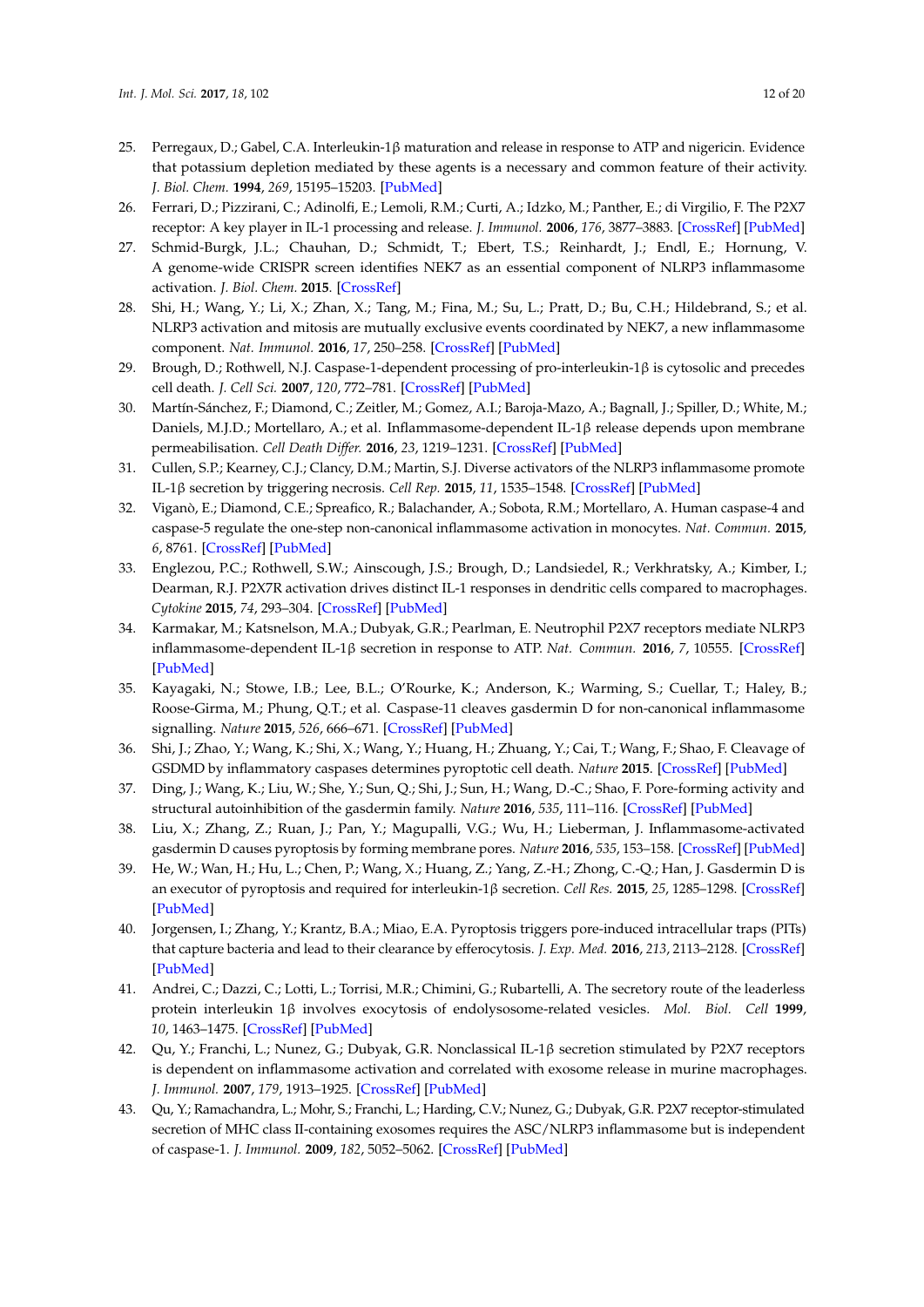25. Perregaux, D.; Gabel, C.A. Interleukin-1β maturation and release in response to ATP and nigericin. Evidence that potassium depletion mediated by these agents is a necessary and common feature of their activity. *J. Biol. Chem.* **1994**, *269*, 15195–15203. [PubMed]
26. Ferrari, D.; Pizzirani, C.; Adinolfi, E.; Lemoli, R.M.; Curti, A.; Idzko, M.; Panther, E.; di Virgilio, F. The P2X7 receptor: A key player in IL-1 processing and release. *J. Immunol.* **2006**, *176*, 3877–3883. [CrossRef] [PubMed]
27. Schmid-Burgk, J.L.; Chauhan, D.; Schmidt, T.; Ebert, T.S.; Reinhardt, J.; Endl, E.; Hornung, V. A genome-wide CRISPR screen identifies NEK7 as an essential component of NLRP3 inflammasome activation. *J. Biol. Chem.* **2015**. [CrossRef]
28. Shi, H.; Wang, Y.; Li, X.; Zhan, X.; Tang, M.; Fina, M.; Su, L.; Pratt, D.; Bu, C.H.; Hildebrand, S.; et al. NLRP3 activation and mitosis are mutually exclusive events coordinated by NEK7, a new inflammasome component. *Nat. Immunol.* **2016**, *17*, 250–258. [CrossRef] [PubMed]
29. Brough, D.; Rothwell, N.J. Caspase-1-dependent processing of pro-interleukin-1β is cytosolic and precedes cell death. *J. Cell Sci.* **2007**, *120*, 772–781. [CrossRef] [PubMed]
30. Martín-Sánchez, F.; Diamond, C.; Zeitler, M.; Gomez, A.I.; Baroja-Mazo, A.; Bagnall, J.; Spiller, D.; White, M.; Daniels, M.J.D.; Mortellaro, A.; et al. Inflammasome-dependent IL-1β release depends upon membrane permeabilisation. *Cell Death Differ.* **2016**, *23*, 1219–1231. [CrossRef] [PubMed]
31. Cullen, S.P.; Kearney, C.J.; Clancy, D.M.; Martin, S.J. Diverse activators of the NLRP3 inflammasome promote IL-1β secretion by triggering necrosis. *Cell Rep.* **2015**, *11*, 1535–1548. [CrossRef] [PubMed]
32. Viganò, E.; Diamond, C.E.; Spreafico, R.; Balachander, A.; Sobota, R.M.; Mortellaro, A. Human caspase-4 and caspase-5 regulate the one-step non-canonical inflammasome activation in monocytes. *Nat. Commun.* **2015**, *6*, 8761. [CrossRef] [PubMed]
33. Englezou, P.C.; Rothwell, S.W.; Ainscough, J.S.; Brough, D.; Landsiedel, R.; Verkhratsky, A.; Kimber, I.; Dearman, R.J. P2X7R activation drives distinct IL-1 responses in dendritic cells compared to macrophages. *Cytokine* **2015**, *74*, 293–304. [CrossRef] [PubMed]
34. Karmakar, M.; Katsnelson, M.A.; Dubyak, G.R.; Pearlman, E. Neutrophil P2X7 receptors mediate NLRP3 inflammasome-dependent IL-1β secretion in response to ATP. *Nat. Commun.* **2016**, *7*, 10555. [CrossRef] [PubMed]
35. Kayagaki, N.; Stowe, I.B.; Lee, B.L.; O'Rourke, K.; Anderson, K.; Warming, S.; Cuellar, T.; Haley, B.; Roose-Girma, M.; Phung, Q.T.; et al. Caspase-11 cleaves gasdermin D for non-canonical inflammasome signalling. *Nature* **2015**, *526*, 666–671. [CrossRef] [PubMed]
36. Shi, J.; Zhao, Y.; Wang, K.; Shi, X.; Wang, Y.; Huang, H.; Zhuang, Y.; Cai, T.; Wang, F.; Shao, F. Cleavage of GSDMD by inflammatory caspases determines pyroptotic cell death. *Nature* **2015**. [CrossRef] [PubMed]
37. Ding, J.; Wang, K.; Liu, W.; She, Y.; Sun, Q.; Shi, J.; Sun, H.; Wang, D.-C.; Shao, F. Pore-forming activity and structural autoinhibition of the gasdermin family. *Nature* **2016**, *535*, 111–116. [CrossRef] [PubMed]
38. Liu, X.; Zhang, Z.; Ruan, J.; Pan, Y.; Magupalli, V.G.; Wu, H.; Lieberman, J. Inflammasome-activated gasdermin D causes pyroptosis by forming membrane pores. *Nature* **2016**, *535*, 153–158. [CrossRef] [PubMed]
39. He, W.; Wan, H.; Hu, L.; Chen, P.; Wang, X.; Huang, Z.; Yang, Z.-H.; Zhong, C.-Q.; Han, J. Gasdermin D is an executor of pyroptosis and required for interleukin-1β secretion. *Cell Res.* **2015**, *25*, 1285–1298. [CrossRef] [PubMed]
40. Jorgensen, I.; Zhang, Y.; Krantz, B.A.; Miao, E.A. Pyroptosis triggers pore-induced intracellular traps (PITs) that capture bacteria and lead to their clearance by efferocytosis. *J. Exp. Med.* **2016**, *213*, 2113–2128. [CrossRef] [PubMed]
41. Andrei, C.; Dazzi, C.; Lotti, L.; Torrisi, M.R.; Chimini, G.; Rubartelli, A. The secretory route of the leaderless protein interleukin 1β involves exocytosis of endolysosome-related vesicles. *Mol. Biol. Cell* **1999**, *10*, 1463–1475. [CrossRef] [PubMed]
42. Qu, Y.; Franchi, L.; Nunez, G.; Dubyak, G.R. Nonclassical IL-1β secretion stimulated by P2X7 receptors is dependent on inflammasome activation and correlated with exosome release in murine macrophages. *J. Immunol.* **2007**, *179*, 1913–1925. [CrossRef] [PubMed]
43. Qu, Y.; Ramachandra, L.; Mohr, S.; Franchi, L.; Harding, C.V.; Nunez, G.; Dubyak, G.R. P2X7 receptor-stimulated secretion of MHC class II-containing exosomes requires the ASC/NLRP3 inflammasome but is independent of caspase-1. *J. Immunol.* **2009**, *182*, 5052–5062. [CrossRef] [PubMed]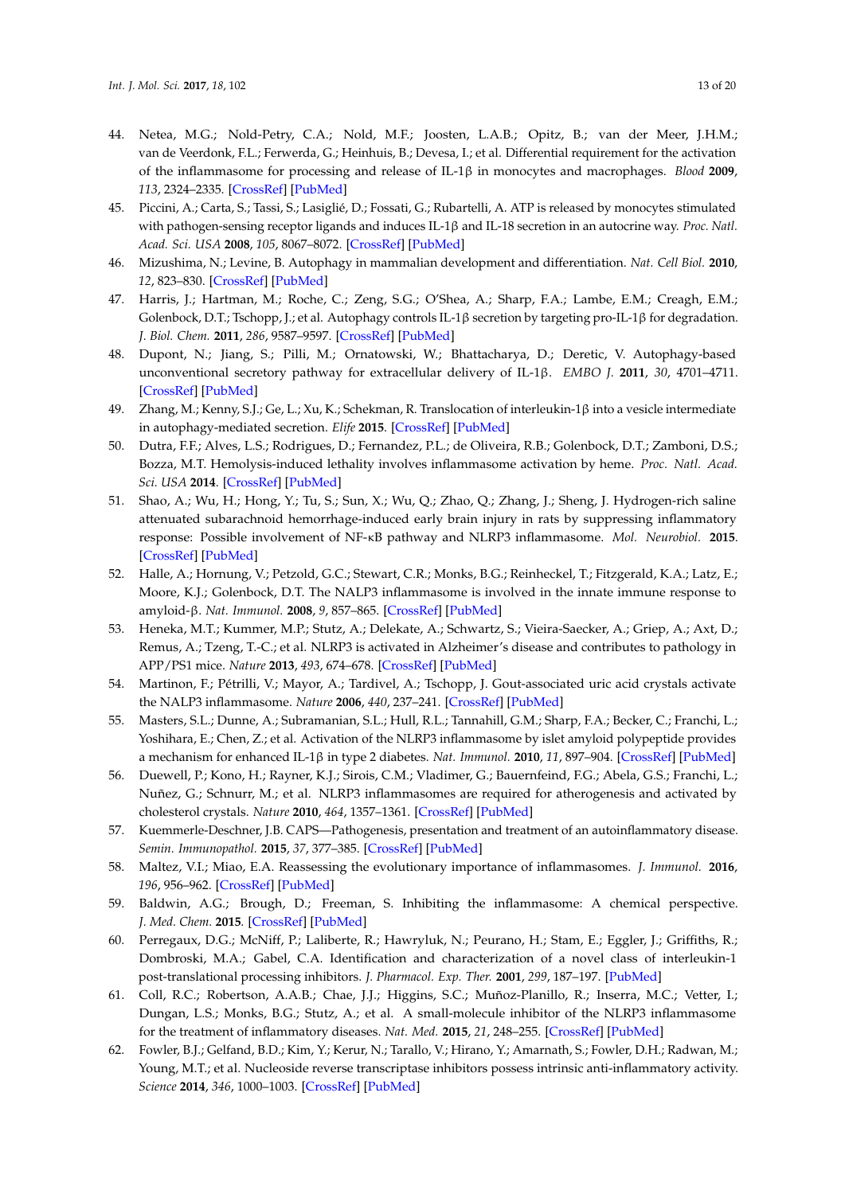44. Netea, M.G.; Nold-Petry, C.A.; Nold, M.F.; Joosten, L.A.B.; Opitz, B.; van der Meer, J.H.M.; van de Veerdonk, F.L.; Ferwerda, G.; Heinhuis, B.; Devesa, I.; et al. Differential requirement for the activation of the inflammasome for processing and release of IL-1β in monocytes and macrophages. *Blood* **2009**, *113*, 2324–2335. [CrossRef] [PubMed]
45. Piccini, A.; Carta, S.; Tassi, S.; Lasiglié, D.; Fossati, G.; Rubartelli, A. ATP is released by monocytes stimulated with pathogen-sensing receptor ligands and induces IL-1β and IL-18 secretion in an autocrine way. *Proc. Natl. Acad. Sci. USA* **2008**, *105*, 8067–8072. [CrossRef] [PubMed]
46. Mizushima, N.; Levine, B. Autophagy in mammalian development and differentiation. *Nat. Cell Biol.* **2010**, *12*, 823–830. [CrossRef] [PubMed]
47. Harris, J.; Hartman, M.; Roche, C.; Zeng, S.G.; O'Shea, A.; Sharp, F.A.; Lambe, E.M.; Creagh, E.M.; Golenbock, D.T.; Tschopp, J.; et al. Autophagy controls IL-1β secretion by targeting pro-IL-1β for degradation. *J. Biol. Chem.* **2011**, *286*, 9587–9597. [CrossRef] [PubMed]
48. Dupont, N.; Jiang, S.; Pilli, M.; Ornatowski, W.; Bhattacharya, D.; Deretic, V. Autophagy-based unconventional secretory pathway for extracellular delivery of IL-1β. *EMBO J.* **2011**, *30*, 4701–4711. [CrossRef] [PubMed]
49. Zhang, M.; Kenny, S.J.; Ge, L.; Xu, K.; Schekman, R. Translocation of interleukin-1β into a vesicle intermediate in autophagy-mediated secretion. *Elife* **2015**. [CrossRef] [PubMed]
50. Dutra, F.F.; Alves, L.S.; Rodrigues, D.; Fernandez, P.L.; de Oliveira, R.B.; Golenbock, D.T.; Zamboni, D.S.; Bozza, M.T. Hemolysis-induced lethality involves inflammasome activation by heme. *Proc. Natl. Acad. Sci. USA* **2014**. [CrossRef] [PubMed]
51. Shao, A.; Wu, H.; Hong, Y.; Tu, S.; Sun, X.; Wu, Q.; Zhao, Q.; Zhang, J.; Sheng, J. Hydrogen-rich saline attenuated subarachnoid hemorrhage-induced early brain injury in rats by suppressing inflammatory response: Possible involvement of NF-κB pathway and NLRP3 inflammasome. *Mol. Neurobiol.* **2015**. [CrossRef] [PubMed]
52. Halle, A.; Hornung, V.; Petzold, G.C.; Stewart, C.R.; Monks, B.G.; Reinheckel, T.; Fitzgerald, K.A.; Latz, E.; Moore, K.J.; Golenbock, D.T. The NALP3 inflammasome is involved in the innate immune response to amyloid-β. *Nat. Immunol.* **2008**, *9*, 857–865. [CrossRef] [PubMed]
53. Heneka, M.T.; Kummer, M.P.; Stutz, A.; Delekate, A.; Schwartz, S.; Vieira-Saecker, A.; Griep, A.; Axt, D.; Remus, A.; Tzeng, T.-C.; et al. NLRP3 is activated in Alzheimer's disease and contributes to pathology in APP/PS1 mice. *Nature* **2013**, *493*, 674–678. [CrossRef] [PubMed]
54. Martinon, F.; Pétrilli, V.; Mayor, A.; Tardivel, A.; Tschopp, J. Gout-associated uric acid crystals activate the NALP3 inflammasome. *Nature* **2006**, *440*, 237–241. [CrossRef] [PubMed]
55. Masters, S.L.; Dunne, A.; Subramanian, S.L.; Hull, R.L.; Tannahill, G.M.; Sharp, F.A.; Becker, C.; Franchi, L.; Yoshihara, E.; Chen, Z.; et al. Activation of the NLRP3 inflammasome by islet amyloid polypeptide provides a mechanism for enhanced IL-1β in type 2 diabetes. *Nat. Immunol.* **2010**, *11*, 897–904. [CrossRef] [PubMed]
56. Duewell, P.; Kono, H.; Rayner, K.J.; Sirois, C.M.; Vladimer, G.; Bauernfeind, F.G.; Abela, G.S.; Franchi, L.; Nuñez, G.; Schnurr, M.; et al. NLRP3 inflammasomes are required for atherogenesis and activated by cholesterol crystals. *Nature* **2010**, *464*, 1357–1361. [CrossRef] [PubMed]
57. Kuemmerle-Deschner, J.B. CAPS—Pathogenesis, presentation and treatment of an autoinflammatory disease. *Semin. Immunopathol.* **2015**, *37*, 377–385. [CrossRef] [PubMed]
58. Maltez, V.I.; Miao, E.A. Reassessing the evolutionary importance of inflammasomes. *J. Immunol.* **2016**, *196*, 956–962. [CrossRef] [PubMed]
59. Baldwin, A.G.; Brough, D.; Freeman, S. Inhibiting the inflammasome: A chemical perspective. *J. Med. Chem.* **2015**. [CrossRef] [PubMed]
60. Perregaux, D.G.; McNiff, P.; Laliberte, R.; Hawryluk, N.; Peurano, H.; Stam, E.; Eggler, J.; Griffiths, R.; Dombroski, M.A.; Gabel, C.A. Identification and characterization of a novel class of interleukin-1 post-translational processing inhibitors. *J. Pharmacol. Exp. Ther.* **2001**, *299*, 187–197. [PubMed]
61. Coll, R.C.; Robertson, A.A.B.; Chae, J.J.; Higgins, S.C.; Muñoz-Planillo, R.; Inserra, M.C.; Vetter, I.; Dungan, L.S.; Monks, B.G.; Stutz, A.; et al. A small-molecule inhibitor of the NLRP3 inflammasome for the treatment of inflammatory diseases. *Nat. Med.* **2015**, *21*, 248–255. [CrossRef] [PubMed]
62. Fowler, B.J.; Gelfand, B.D.; Kim, Y.; Kerur, N.; Tarallo, V.; Hirano, Y.; Amarnath, S.; Fowler, D.H.; Radwan, M.; Young, M.T.; et al. Nucleoside reverse transcriptase inhibitors possess intrinsic anti-inflammatory activity. *Science* **2014**, *346*, 1000–1003. [CrossRef] [PubMed]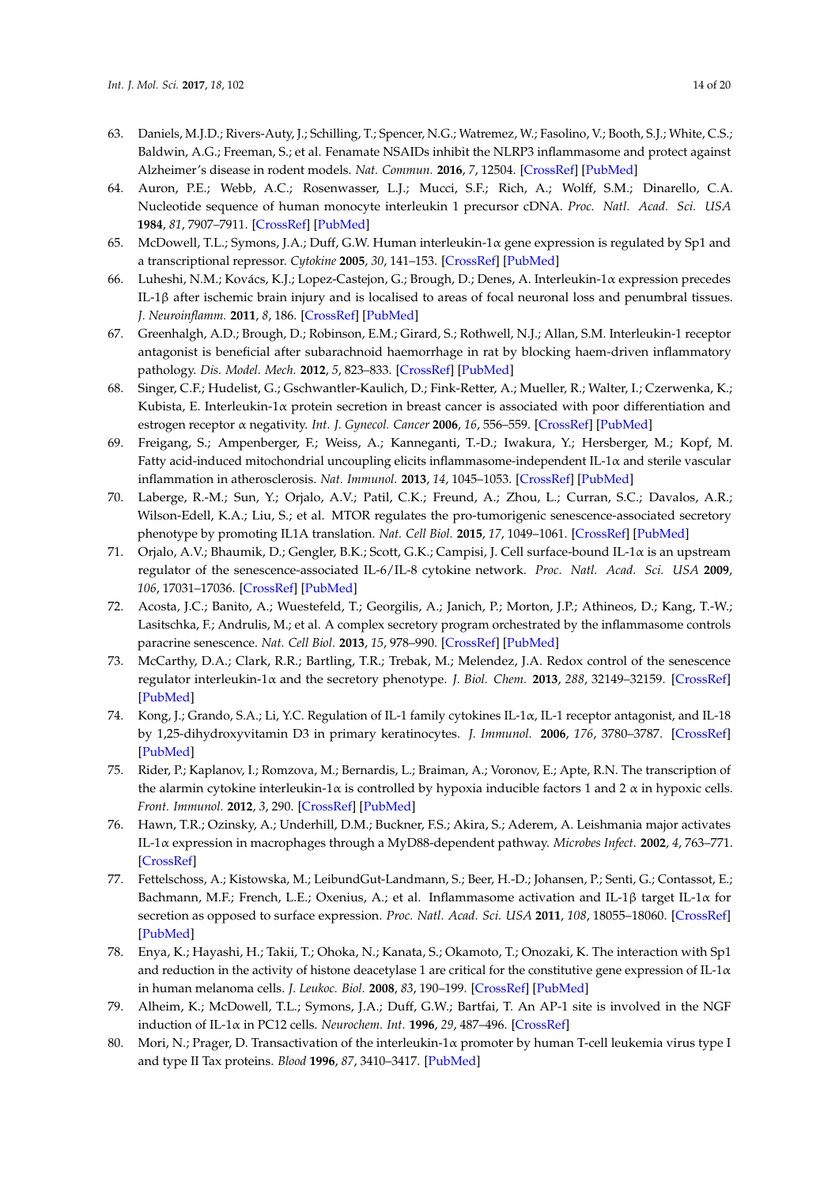63. Daniels, M.J.D.; Rivers-Auty, J.; Schilling, T.; Spencer, N.G.; Watremez, W.; Fasolino, V.; Booth, S.J.; White, C.S.; Baldwin, A.G.; Freeman, S.; et al. Fenamate NSAIDs inhibit the NLRP3 inflammasome and protect against Alzheimer's disease in rodent models. *Nat. Commun.* **2016**, *7*, 12504. [CrossRef] [PubMed]
64. Auron, P.E.; Webb, A.C.; Rosenwasser, L.J.; Mucci, S.F.; Rich, A.; Wolff, S.M.; Dinarello, C.A. Nucleotide sequence of human monocyte interleukin 1 precursor cDNA. *Proc. Natl. Acad. Sci. USA* **1984**, *81*, 7907–7911. [CrossRef] [PubMed]
65. McDowell, T.L.; Symons, J.A.; Duff, G.W. Human interleukin-1α gene expression is regulated by Sp1 and a transcriptional repressor. *Cytokine* **2005**, *30*, 141–153. [CrossRef] [PubMed]
66. Luheshi, N.M.; Kovács, K.J.; Lopez-Castejon, G.; Brough, D.; Denes, A. Interleukin-1α expression precedes IL-1β after ischemic brain injury and is localised to areas of focal neuronal loss and penumbral tissues. *J. Neuroinflamm.* **2011**, *8*, 186. [CrossRef] [PubMed]
67. Greenhalgh, A.D.; Brough, D.; Robinson, E.M.; Girard, S.; Rothwell, N.J.; Allan, S.M. Interleukin-1 receptor antagonist is beneficial after subarachnoid haemorrhage in rat by blocking haem-driven inflammatory pathology. *Dis. Model. Mech.* **2012**, *5*, 823–833. [CrossRef] [PubMed]
68. Singer, C.F.; Hudelist, G.; Gschwantler-Kaulich, D.; Fink-Retter, A.; Mueller, R.; Walter, I.; Czerwenka, K.; Kubista, E. Interleukin-1α protein secretion in breast cancer is associated with poor differentiation and estrogen receptor α negativity. *Int. J. Gynecol. Cancer* **2006**, *16*, 556–559. [CrossRef] [PubMed]
69. Freigang, S.; Ampenberger, F.; Weiss, A.; Kanneganti, T.-D.; Iwakura, Y.; Hersberger, M.; Kopf, M. Fatty acid-induced mitochondrial uncoupling elicits inflammasome-independent IL-1α and sterile vascular inflammation in atherosclerosis. *Nat. Immunol.* **2013**, *14*, 1045–1053. [CrossRef] [PubMed]
70. Laberge, R.-M.; Sun, Y.; Orjalo, A.V.; Patil, C.K.; Freund, A.; Zhou, L.; Curran, S.C.; Davalos, A.R.; Wilson-Edell, K.A.; Liu, S.; et al. MTOR regulates the pro-tumorigenic senescence-associated secretory phenotype by promoting IL1A translation. *Nat. Cell Biol.* **2015**, *17*, 1049–1061. [CrossRef] [PubMed]
71. Orjalo, A.V.; Bhaumik, D.; Gengler, B.K.; Scott, G.K.; Campisi, J. Cell surface-bound IL-1α is an upstream regulator of the senescence-associated IL-6/IL-8 cytokine network. *Proc. Natl. Acad. Sci. USA* **2009**, *106*, 17031–17036. [CrossRef] [PubMed]
72. Acosta, J.C.; Banito, A.; Wuestefeld, T.; Georgilis, A.; Janich, P.; Morton, J.P.; Athineos, D.; Kang, T.-W.; Lasitschka, F.; Andrulis, M.; et al. A complex secretory program orchestrated by the inflammasome controls paracrine senescence. *Nat. Cell Biol.* **2013**, *15*, 978–990. [CrossRef] [PubMed]
73. McCarthy, D.A.; Clark, R.R.; Bartling, T.R.; Trebak, M.; Melendez, J.A. Redox control of the senescence regulator interleukin-1α and the secretory phenotype. *J. Biol. Chem.* **2013**, *288*, 32149–32159. [CrossRef] [PubMed]
74. Kong, J.; Grando, S.A.; Li, Y.C. Regulation of IL-1 family cytokines IL-1α, IL-1 receptor antagonist, and IL-18 by 1,25-dihydroxyvitamin D3 in primary keratinocytes. *J. Immunol.* **2006**, *176*, 3780–3787. [CrossRef] [PubMed]
75. Rider, P.; Kaplanov, I.; Romzova, M.; Bernardis, L.; Braiman, A.; Voronov, E.; Apte, R.N. The transcription of the alarmin cytokine interleukin-1α is controlled by hypoxia inducible factors 1 and 2 α in hypoxic cells. *Front. Immunol.* **2012**, *3*, 290. [CrossRef] [PubMed]
76. Hawn, T.R.; Ozinsky, A.; Underhill, D.M.; Buckner, F.S.; Akira, S.; Aderem, A. Leishmania major activates IL-1α expression in macrophages through a MyD88-dependent pathway. *Microbes Infect.* **2002**, *4*, 763–771. [CrossRef]
77. Fettelschoss, A.; Kistowska, M.; LeibundGut-Landmann, S.; Beer, H.-D.; Johansen, P.; Senti, G.; Contassot, E.; Bachmann, M.F.; French, L.E.; Oxenius, A.; et al. Inflammasome activation and IL-1β target IL-1α for secretion as opposed to surface expression. *Proc. Natl. Acad. Sci. USA* **2011**, *108*, 18055–18060. [CrossRef] [PubMed]
78. Enya, K.; Hayashi, H.; Takii, T.; Ohoka, N.; Kanata, S.; Okamoto, T.; Onozaki, K. The interaction with Sp1 and reduction in the activity of histone deacetylase 1 are critical for the constitutive gene expression of IL-1α in human melanoma cells. *J. Leukoc. Biol.* **2008**, *83*, 190–199. [CrossRef] [PubMed]
79. Alheim, K.; McDowell, T.L.; Symons, J.A.; Duff, G.W.; Bartfai, T. An AP-1 site is involved in the NGF induction of IL-1α in PC12 cells. *Neurochem. Int.* **1996**, *29*, 487–496. [CrossRef]
80. Mori, N.; Prager, D. Transactivation of the interleukin-1α promoter by human T-cell leukemia virus type I and type II Tax proteins. *Blood* **1996**, *87*, 3410–3417. [PubMed]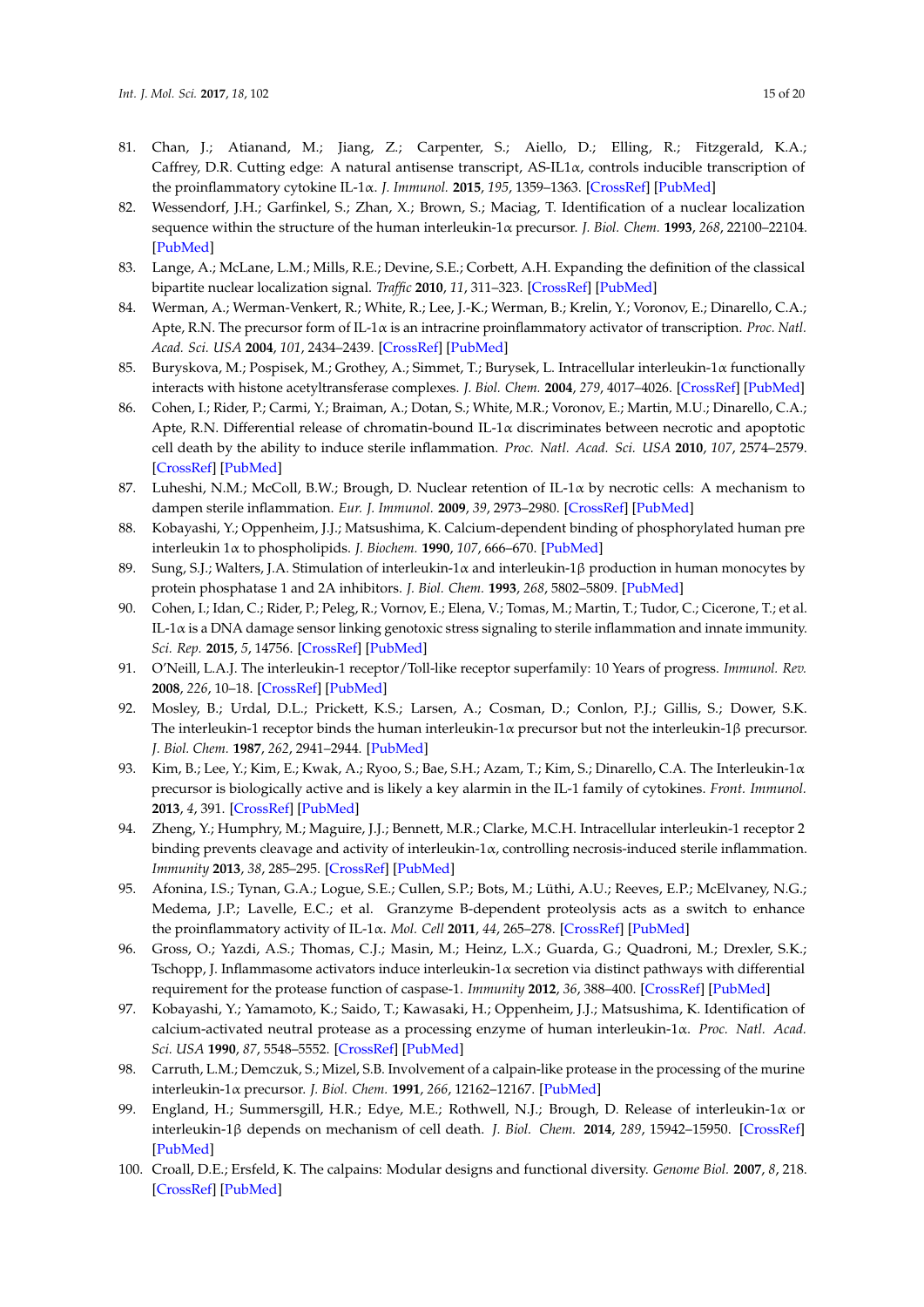81. Chan, J.; Atianand, M.; Jiang, Z.; Carpenter, S.; Aiello, D.; Elling, R.; Fitzgerald, K.A.; Caffrey, D.R. Cutting edge: A natural antisense transcript, AS-IL1α, controls inducible transcription of the proinflammatory cytokine IL-1α. *J. Immunol.* **2015**, *195*, 1359–1363. [CrossRef] [PubMed]
82. Wessendorf, J.H.; Garfinkel, S.; Zhan, X.; Brown, S.; Maciag, T. Identification of a nuclear localization sequence within the structure of the human interleukin-1α precursor. *J. Biol. Chem.* **1993**, *268*, 22100–22104. [PubMed]
83. Lange, A.; McLane, L.M.; Mills, R.E.; Devine, S.E.; Corbett, A.H. Expanding the definition of the classical bipartite nuclear localization signal. *Traffic* **2010**, *11*, 311–323. [CrossRef] [PubMed]
84. Werman, A.; Werman-Venkert, R.; White, R.; Lee, J.-K.; Werman, B.; Krelin, Y.; Voronov, E.; Dinarello, C.A.; Apte, R.N. The precursor form of IL-1α is an intracrine proinflammatory activator of transcription. *Proc. Natl. Acad. Sci. USA* **2004**, *101*, 2434–2439. [CrossRef] [PubMed]
85. Buryskova, M.; Pospisek, M.; Grothey, A.; Simmet, T.; Burysek, L. Intracellular interleukin-1α functionally interacts with histone acetyltransferase complexes. *J. Biol. Chem.* **2004**, *279*, 4017–4026. [CrossRef] [PubMed]
86. Cohen, I.; Rider, P.; Carmi, Y.; Braiman, A.; Dotan, S.; White, M.R.; Voronov, E.; Martin, M.U.; Dinarello, C.A.; Apte, R.N. Differential release of chromatin-bound IL-1α discriminates between necrotic and apoptotic cell death by the ability to induce sterile inflammation. *Proc. Natl. Acad. Sci. USA* **2010**, *107*, 2574–2579. [CrossRef] [PubMed]
87. Luheshi, N.M.; McColl, B.W.; Brough, D. Nuclear retention of IL-1α by necrotic cells: A mechanism to dampen sterile inflammation. *Eur. J. Immunol.* **2009**, *39*, 2973–2980. [CrossRef] [PubMed]
88. Kobayashi, Y.; Oppenheim, J.J.; Matsushima, K. Calcium-dependent binding of phosphorylated human pre interleukin 1α to phospholipids. *J. Biochem.* **1990**, *107*, 666–670. [PubMed]
89. Sung, S.J.; Walters, J.A. Stimulation of interleukin-1α and interleukin-1β production in human monocytes by protein phosphatase 1 and 2A inhibitors. *J. Biol. Chem.* **1993**, *268*, 5802–5809. [PubMed]
90. Cohen, I.; Idan, C.; Rider, P.; Peleg, R.; Vornov, E.; Elena, V.; Tomas, M.; Martin, T.; Tudor, C.; Cicerone, T.; et al. IL-1α is a DNA damage sensor linking genotoxic stress signaling to sterile inflammation and innate immunity. *Sci. Rep.* **2015**, *5*, 14756. [CrossRef] [PubMed]
91. O'Neill, L.A.J. The interleukin-1 receptor/Toll-like receptor superfamily: 10 Years of progress. *Immunol. Rev.* **2008**, *226*, 10–18. [CrossRef] [PubMed]
92. Mosley, B.; Urdal, D.L.; Prickett, K.S.; Larsen, A.; Cosman, D.; Conlon, P.J.; Gillis, S.; Dower, S.K. The interleukin-1 receptor binds the human interleukin-1α precursor but not the interleukin-1β precursor. *J. Biol. Chem.* **1987**, *262*, 2941–2944. [PubMed]
93. Kim, B.; Lee, Y.; Kim, E.; Kwak, A.; Ryoo, S.; Bae, S.H.; Azam, T.; Kim, S.; Dinarello, C.A. The Interleukin-1α precursor is biologically active and is likely a key alarmin in the IL-1 family of cytokines. *Front. Immunol.* **2013**, *4*, 391. [CrossRef] [PubMed]
94. Zheng, Y.; Humphry, M.; Maguire, J.J.; Bennett, M.R.; Clarke, M.C.H. Intracellular interleukin-1 receptor 2 binding prevents cleavage and activity of interleukin-1α, controlling necrosis-induced sterile inflammation. *Immunity* **2013**, *38*, 285–295. [CrossRef] [PubMed]
95. Afonina, I.S.; Tynan, G.A.; Logue, S.E.; Cullen, S.P.; Bots, M.; Lüthi, A.U.; Reeves, E.P.; McElvaney, N.G.; Medema, J.P.; Lavelle, E.C.; et al. Granzyme B-dependent proteolysis acts as a switch to enhance the proinflammatory activity of IL-1α. *Mol. Cell* **2011**, *44*, 265–278. [CrossRef] [PubMed]
96. Gross, O.; Yazdi, A.S.; Thomas, C.J.; Masin, M.; Heinz, L.X.; Guarda, G.; Quadroni, M.; Drexler, S.K.; Tschopp, J. Inflammasome activators induce interleukin-1α secretion via distinct pathways with differential requirement for the protease function of caspase-1. *Immunity* **2012**, *36*, 388–400. [CrossRef] [PubMed]
97. Kobayashi, Y.; Yamamoto, K.; Saido, T.; Kawasaki, H.; Oppenheim, J.J.; Matsushima, K. Identification of calcium-activated neutral protease as a processing enzyme of human interleukin-1α. *Proc. Natl. Acad. Sci. USA* **1990**, *87*, 5548–5552. [CrossRef] [PubMed]
98. Carruth, L.M.; Demczuk, S.; Mizel, S.B. Involvement of a calpain-like protease in the processing of the murine interleukin-1α precursor. *J. Biol. Chem.* **1991**, *266*, 12162–12167. [PubMed]
99. England, H.; Summersgill, H.R.; Edye, M.E.; Rothwell, N.J.; Brough, D. Release of interleukin-1α or interleukin-1β depends on mechanism of cell death. *J. Biol. Chem.* **2014**, *289*, 15942–15950. [CrossRef] [PubMed]
100. Croall, D.E.; Ersfeld, K. The calpains: Modular designs and functional diversity. *Genome Biol.* **2007**, *8*, 218. [CrossRef] [PubMed]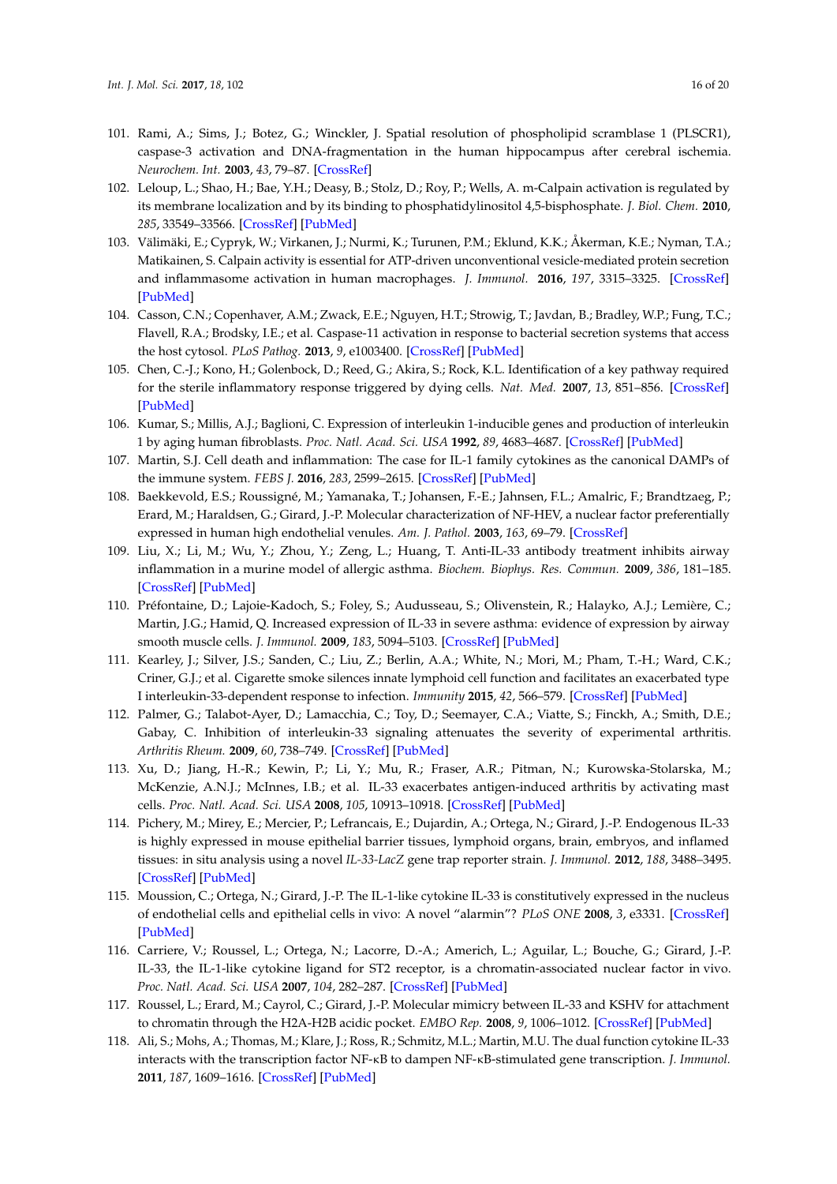101. Rami, A.; Sims, J.; Botez, G.; Winckler, J. Spatial resolution of phospholipid scramblase 1 (PLSCR1), caspase-3 activation and DNA-fragmentation in the human hippocampus after cerebral ischemia. *Neurochem. Int.* **2003**, *43*, 79–87. [CrossRef]
102. Leloup, L.; Shao, H.; Bae, Y.H.; Deasy, B.; Stolz, D.; Roy, P.; Wells, A. m-Calpain activation is regulated by its membrane localization and by its binding to phosphatidylinositol 4,5-bisphosphate. *J. Biol. Chem.* **2010**, *285*, 33549–33566. [CrossRef] [PubMed]
103. Välimäki, E.; Cypryk, W.; Virkanen, J.; Nurmi, K.; Turunen, P.M.; Eklund, K.K.; Åkerman, K.E.; Nyman, T.A.; Matikainen, S. Calpain activity is essential for ATP-driven unconventional vesicle-mediated protein secretion and inflammasome activation in human macrophages. *J. Immunol.* **2016**, *197*, 3315–3325. [CrossRef] [PubMed]
104. Casson, C.N.; Copenhaver, A.M.; Zwack, E.E.; Nguyen, H.T.; Strowig, T.; Javdan, B.; Bradley, W.P.; Fung, T.C.; Flavell, R.A.; Brodsky, I.E.; et al. Caspase-11 activation in response to bacterial secretion systems that access the host cytosol. *PLoS Pathog.* **2013**, *9*, e1003400. [CrossRef] [PubMed]
105. Chen, C.-J.; Kono, H.; Golenbock, D.; Reed, G.; Akira, S.; Rock, K.L. Identification of a key pathway required for the sterile inflammatory response triggered by dying cells. *Nat. Med.* **2007**, *13*, 851–856. [CrossRef] [PubMed]
106. Kumar, S.; Millis, A.J.; Baglioni, C. Expression of interleukin 1-inducible genes and production of interleukin 1 by aging human fibroblasts. *Proc. Natl. Acad. Sci. USA* **1992**, *89*, 4683–4687. [CrossRef] [PubMed]
107. Martin, S.J. Cell death and inflammation: The case for IL-1 family cytokines as the canonical DAMPs of the immune system. *FEBS J.* **2016**, *283*, 2599–2615. [CrossRef] [PubMed]
108. Baekkevold, E.S.; Roussigné, M.; Yamanaka, T.; Johansen, F.-E.; Jahnsen, F.L.; Amalric, F.; Brandtzaeg, P.; Erard, M.; Haraldsen, G.; Girard, J.-P. Molecular characterization of NF-HEV, a nuclear factor preferentially expressed in human high endothelial venules. *Am. J. Pathol.* **2003**, *163*, 69–79. [CrossRef]
109. Liu, X.; Li, M.; Wu, Y.; Zhou, Y.; Zeng, L.; Huang, T. Anti-IL-33 antibody treatment inhibits airway inflammation in a murine model of allergic asthma. *Biochem. Biophys. Res. Commun.* **2009**, *386*, 181–185. [CrossRef] [PubMed]
110. Préfontaine, D.; Lajoie-Kadoch, S.; Foley, S.; Audusseau, S.; Olivenstein, R.; Halayko, A.J.; Lemière, C.; Martin, J.G.; Hamid, Q. Increased expression of IL-33 in severe asthma: evidence of expression by airway smooth muscle cells. *J. Immunol.* **2009**, *183*, 5094–5103. [CrossRef] [PubMed]
111. Kearley, J.; Silver, J.S.; Sanden, C.; Liu, Z.; Berlin, A.A.; White, N.; Mori, M.; Pham, T.-H.; Ward, C.K.; Criner, G.J.; et al. Cigarette smoke silences innate lymphoid cell function and facilitates an exacerbated type I interleukin-33-dependent response to infection. *Immunity* **2015**, *42*, 566–579. [CrossRef] [PubMed]
112. Palmer, G.; Talabot-Ayer, D.; Lamacchia, C.; Toy, D.; Seemayer, C.A.; Viatte, S.; Finckh, A.; Smith, D.E.; Gabay, C. Inhibition of interleukin-33 signaling attenuates the severity of experimental arthritis. *Arthritis Rheum.* **2009**, *60*, 738–749. [CrossRef] [PubMed]
113. Xu, D.; Jiang, H.-R.; Kewin, P.; Li, Y.; Mu, R.; Fraser, A.R.; Pitman, N.; Kurowska-Stolarska, M.; McKenzie, A.N.J.; McInnes, I.B.; et al. IL-33 exacerbates antigen-induced arthritis by activating mast cells. *Proc. Natl. Acad. Sci. USA* **2008**, *105*, 10913–10918. [CrossRef] [PubMed]
114. Pichery, M.; Mirey, E.; Mercier, P.; Lefrancais, E.; Dujardin, A.; Ortega, N.; Girard, J.-P. Endogenous IL-33 is highly expressed in mouse epithelial barrier tissues, lymphoid organs, brain, embryos, and inflamed tissues: in situ analysis using a novel *IL-33-LacZ* gene trap reporter strain. *J. Immunol.* **2012**, *188*, 3488–3495. [CrossRef] [PubMed]
115. Moussion, C.; Ortega, N.; Girard, J.-P. The IL-1-like cytokine IL-33 is constitutively expressed in the nucleus of endothelial cells and epithelial cells in vivo: A novel "alarmin"? *PLoS ONE* **2008**, *3*, e3331. [CrossRef] [PubMed]
116. Carriere, V.; Roussel, L.; Ortega, N.; Lacorre, D.-A.; Americh, L.; Aguilar, L.; Bouche, G.; Girard, J.-P. IL-33, the IL-1-like cytokine ligand for ST2 receptor, is a chromatin-associated nuclear factor in vivo. *Proc. Natl. Acad. Sci. USA* **2007**, *104*, 282–287. [CrossRef] [PubMed]
117. Roussel, L.; Erard, M.; Cayrol, C.; Girard, J.-P. Molecular mimicry between IL-33 and KSHV for attachment to chromatin through the H2A-H2B acidic pocket. *EMBO Rep.* **2008**, *9*, 1006–1012. [CrossRef] [PubMed]
118. Ali, S.; Mohs, A.; Thomas, M.; Klare, J.; Ross, R.; Schmitz, M.L.; Martin, M.U. The dual function cytokine IL-33 interacts with the transcription factor NF-κB to dampen NF-κB-stimulated gene transcription. *J. Immunol.* **2011**, *187*, 1609–1616. [CrossRef] [PubMed]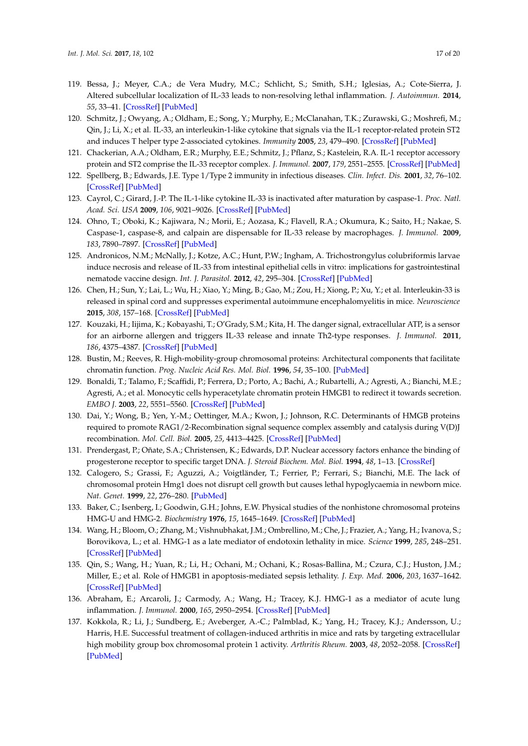119. Bessa, J.; Meyer, C.A.; de Vera Mudry, M.C.; Schlicht, S.; Smith, S.H.; Iglesias, A.; Cote-Sierra, J. Altered subcellular localization of IL-33 leads to non-resolving lethal inflammation. *J. Autoimmun.* **2014**, *55*, 33–41. [CrossRef] [PubMed]
120. Schmitz, J.; Owyang, A.; Oldham, E.; Song, Y.; Murphy, E.; McClanahan, T.K.; Zurawski, G.; Moshrefi, M.; Qin, J.; Li, X.; et al. IL-33, an interleukin-1-like cytokine that signals via the IL-1 receptor-related protein ST2 and induces T helper type 2-associated cytokines. *Immunity* **2005**, *23*, 479–490. [CrossRef] [PubMed]
121. Chackerian, A.A.; Oldham, E.R.; Murphy, E.E.; Schmitz, J.; Pflanz, S.; Kastelein, R.A. IL-1 receptor accessory protein and ST2 comprise the IL-33 receptor complex. *J. Immunol.* **2007**, *179*, 2551–2555. [CrossRef] [PubMed]
122. Spellberg, B.; Edwards, J.E. Type 1/Type 2 immunity in infectious diseases. *Clin. Infect. Dis.* **2001**, *32*, 76–102. [CrossRef] [PubMed]
123. Cayrol, C.; Girard, J.-P. The IL-1-like cytokine IL-33 is inactivated after maturation by caspase-1. *Proc. Natl. Acad. Sci. USA* **2009**, *106*, 9021–9026. [CrossRef] [PubMed]
124. Ohno, T.; Oboki, K.; Kajiwara, N.; Morii, E.; Aozasa, K.; Flavell, R.A.; Okumura, K.; Saito, H.; Nakae, S. Caspase-1, caspase-8, and calpain are dispensable for IL-33 release by macrophages. *J. Immunol.* **2009**, *183*, 7890–7897. [CrossRef] [PubMed]
125. Andronicos, N.M.; McNally, J.; Kotze, A.C.; Hunt, P.W.; Ingham, A. Trichostrongylus colubriformis larvae induce necrosis and release of IL-33 from intestinal epithelial cells in vitro: implications for gastrointestinal nematode vaccine design. *Int. J. Parasitol.* **2012**, *42*, 295–304. [CrossRef] [PubMed]
126. Chen, H.; Sun, Y.; Lai, L.; Wu, H.; Xiao, Y.; Ming, B.; Gao, M.; Zou, H.; Xiong, P.; Xu, Y.; et al. Interleukin-33 is released in spinal cord and suppresses experimental autoimmune encephalomyelitis in mice. *Neuroscience* **2015**, *308*, 157–168. [CrossRef] [PubMed]
127. Kouzaki, H.; Iijima, K.; Kobayashi, T.; O'Grady, S.M.; Kita, H. The danger signal, extracellular ATP, is a sensor for an airborne allergen and triggers IL-33 release and innate Th2-type responses. *J. Immunol.* **2011**, *186*, 4375–4387. [CrossRef] [PubMed]
128. Bustin, M.; Reeves, R. High-mobility-group chromosomal proteins: Architectural components that facilitate chromatin function. *Prog. Nucleic Acid Res. Mol. Biol.* **1996**, *54*, 35–100. [PubMed]
129. Bonaldi, T.; Talamo, F.; Scaffidi, P.; Ferrera, D.; Porto, A.; Bachi, A.; Rubartelli, A.; Agresti, A.; Bianchi, M.E.; Agresti, A.; et al. Monocytic cells hyperacetylate chromatin protein HMGB1 to redirect it towards secretion. *EMBO J.* **2003**, *22*, 5551–5560. [CrossRef] [PubMed]
130. Dai, Y.; Wong, B.; Yen, Y.-M.; Oettinger, M.A.; Kwon, J.; Johnson, R.C. Determinants of HMGB proteins required to promote RAG1/2-Recombination signal sequence complex assembly and catalysis during V(D)J recombination. *Mol. Cell. Biol.* **2005**, *25*, 4413–4425. [CrossRef] [PubMed]
131. Prendergast, P.; Oñate, S.A.; Christensen, K.; Edwards, D.P. Nuclear accessory factors enhance the binding of progesterone receptor to specific target DNA. *J. Steroid Biochem. Mol. Biol.* **1994**, *48*, 1–13. [CrossRef]
132. Calogero, S.; Grassi, F.; Aguzzi, A.; Voigtländer, T.; Ferrier, P.; Ferrari, S.; Bianchi, M.E. The lack of chromosomal protein Hmg1 does not disrupt cell growth but causes lethal hypoglycaemia in newborn mice. *Nat. Genet.* **1999**, *22*, 276–280. [PubMed]
133. Baker, C.; Isenberg, I.; Goodwin, G.H.; Johns, E.W. Physical studies of the nonhistone chromosomal proteins HMG-U and HMG-2. *Biochemistry* **1976**, *15*, 1645–1649. [CrossRef] [PubMed]
134. Wang, H.; Bloom, O.; Zhang, M.; Vishnubhakat, J.M.; Ombrellino, M.; Che, J.; Frazier, A.; Yang, H.; Ivanova, S.; Borovikova, L.; et al. HMG-1 as a late mediator of endotoxin lethality in mice. *Science* **1999**, *285*, 248–251. [CrossRef] [PubMed]
135. Qin, S.; Wang, H.; Yuan, R.; Li, H.; Ochani, M.; Ochani, K.; Rosas-Ballina, M.; Czura, C.J.; Huston, J.M.; Miller, E.; et al. Role of HMGB1 in apoptosis-mediated sepsis lethality. *J. Exp. Med.* **2006**, *203*, 1637–1642. [CrossRef] [PubMed]
136. Abraham, E.; Arcaroli, J.; Carmody, A.; Wang, H.; Tracey, K.J. HMG-1 as a mediator of acute lung inflammation. *J. Immunol.* **2000**, *165*, 2950–2954. [CrossRef] [PubMed]
137. Kokkola, R.; Li, J.; Sundberg, E.; Aveberger, A.-C.; Palmblad, K.; Yang, H.; Tracey, K.J.; Andersson, U.; Harris, H.E. Successful treatment of collagen-induced arthritis in mice and rats by targeting extracellular high mobility group box chromosomal protein 1 activity. *Arthritis Rheum.* **2003**, *48*, 2052–2058. [CrossRef] [PubMed]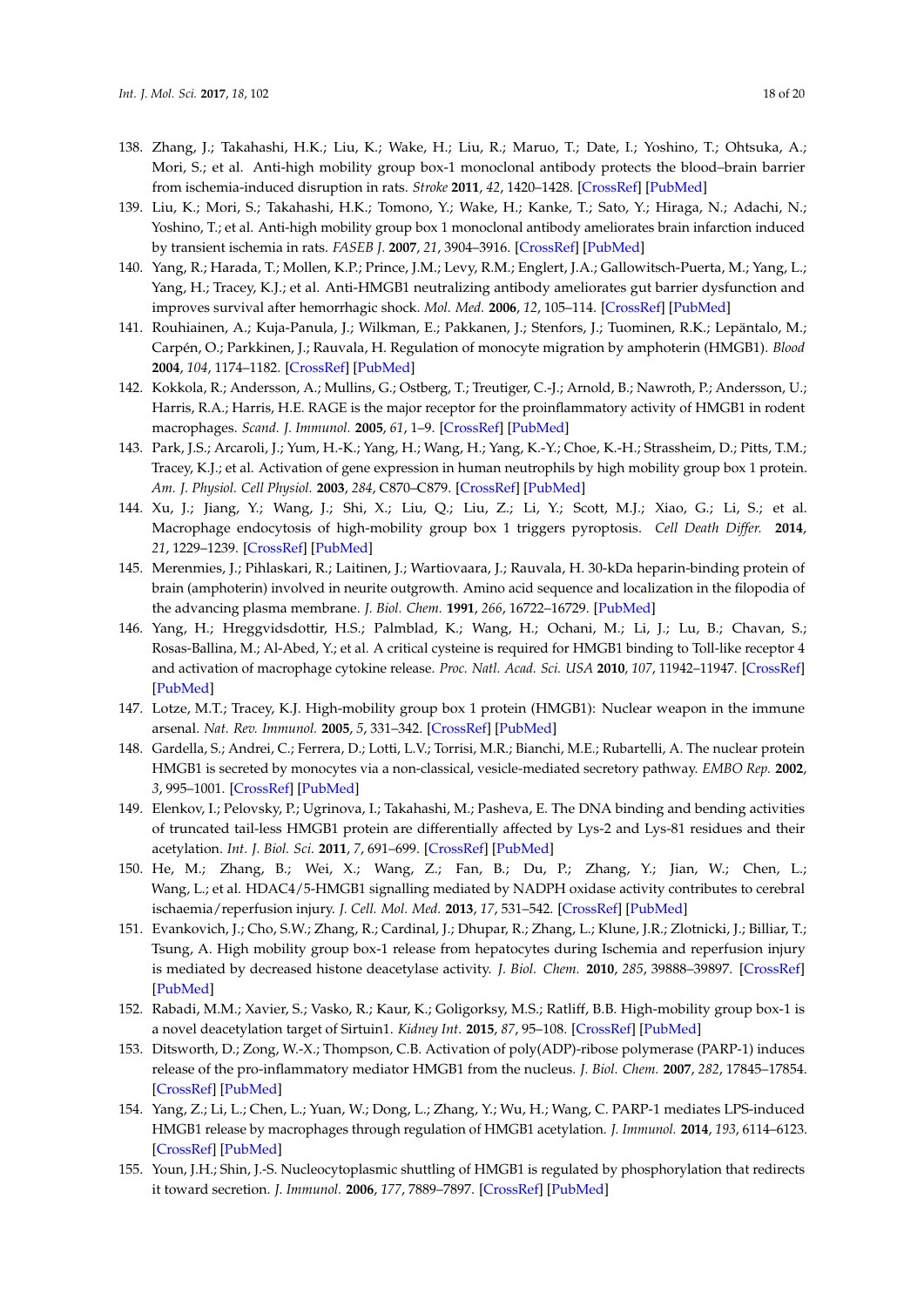138. Zhang, J.; Takahashi, H.K.; Liu, K.; Wake, H.; Liu, R.; Maruo, T.; Date, I.; Yoshino, T.; Ohtsuka, A.; Mori, S.; et al. Anti-high mobility group box-1 monoclonal antibody protects the blood–brain barrier from ischemia-induced disruption in rats. *Stroke* **2011**, *42*, 1420–1428. [CrossRef] [PubMed]
139. Liu, K.; Mori, S.; Takahashi, H.K.; Tomono, Y.; Wake, H.; Kanke, T.; Sato, Y.; Hiraga, N.; Adachi, N.; Yoshino, T.; et al. Anti-high mobility group box 1 monoclonal antibody ameliorates brain infarction induced by transient ischemia in rats. *FASEB J.* **2007**, *21*, 3904–3916. [CrossRef] [PubMed]
140. Yang, R.; Harada, T.; Mollen, K.P.; Prince, J.M.; Levy, R.M.; Englert, J.A.; Gallowitsch-Puerta, M.; Yang, L.; Yang, H.; Tracey, K.J.; et al. Anti-HMGB1 neutralizing antibody ameliorates gut barrier dysfunction and improves survival after hemorrhagic shock. *Mol. Med.* **2006**, *12*, 105–114. [CrossRef] [PubMed]
141. Rouhiainen, A.; Kuja-Panula, J.; Wilkman, E.; Pakkanen, J.; Stenfors, J.; Tuominen, R.K.; Lepäntalo, M.; Carpén, O.; Parkkinen, J.; Rauvala, H. Regulation of monocyte migration by amphoterin (HMGB1). *Blood* **2004**, *104*, 1174–1182. [CrossRef] [PubMed]
142. Kokkola, R.; Andersson, A.; Mullins, G.; Ostberg, T.; Treutiger, C.-J.; Arnold, B.; Nawroth, P.; Andersson, U.; Harris, R.A.; Harris, H.E. RAGE is the major receptor for the proinflammatory activity of HMGB1 in rodent macrophages. *Scand. J. Immunol.* **2005**, *61*, 1–9. [CrossRef] [PubMed]
143. Park, J.S.; Arcaroli, J.; Yum, H.-K.; Yang, H.; Wang, H.; Yang, K.-Y.; Choe, K.-H.; Strassheim, D.; Pitts, T.M.; Tracey, K.J.; et al. Activation of gene expression in human neutrophils by high mobility group box 1 protein. *Am. J. Physiol. Cell Physiol.* **2003**, *284*, C870–C879. [CrossRef] [PubMed]
144. Xu, J.; Jiang, Y.; Wang, J.; Shi, X.; Liu, Q.; Liu, Z.; Li, Y.; Scott, M.J.; Xiao, G.; Li, S.; et al. Macrophage endocytosis of high-mobility group box 1 triggers pyroptosis. *Cell Death Differ.* **2014**, *21*, 1229–1239. [CrossRef] [PubMed]
145. Merenmies, J.; Pihlaskari, R.; Laitinen, J.; Wartiovaara, J.; Rauvala, H. 30-kDa heparin-binding protein of brain (amphoterin) involved in neurite outgrowth. Amino acid sequence and localization in the filopodia of the advancing plasma membrane. *J. Biol. Chem.* **1991**, *266*, 16722–16729. [PubMed]
146. Yang, H.; Hreggvidsdottir, H.S.; Palmblad, K.; Wang, H.; Ochani, M.; Li, J.; Lu, B.; Chavan, S.; Rosas-Ballina, M.; Al-Abed, Y.; et al. A critical cysteine is required for HMGB1 binding to Toll-like receptor 4 and activation of macrophage cytokine release. *Proc. Natl. Acad. Sci. USA* **2010**, *107*, 11942–11947. [CrossRef] [PubMed]
147. Lotze, M.T.; Tracey, K.J. High-mobility group box 1 protein (HMGB1): Nuclear weapon in the immune arsenal. *Nat. Rev. Immunol.* **2005**, *5*, 331–342. [CrossRef] [PubMed]
148. Gardella, S.; Andrei, C.; Ferrera, D.; Lotti, L.V.; Torrisi, M.R.; Bianchi, M.E.; Rubartelli, A. The nuclear protein HMGB1 is secreted by monocytes via a non-classical, vesicle-mediated secretory pathway. *EMBO Rep.* **2002**, *3*, 995–1001. [CrossRef] [PubMed]
149. Elenkov, I.; Pelovsky, P.; Ugrinova, I.; Takahashi, M.; Pasheva, E. The DNA binding and bending activities of truncated tail-less HMGB1 protein are differentially affected by Lys-2 and Lys-81 residues and their acetylation. *Int. J. Biol. Sci.* **2011**, *7*, 691–699. [CrossRef] [PubMed]
150. He, M.; Zhang, B.; Wei, X.; Wang, Z.; Fan, B.; Du, P.; Zhang, Y.; Jian, W.; Chen, L.; Wang, L.; et al. HDAC4/5-HMGB1 signalling mediated by NADPH oxidase activity contributes to cerebral ischaemia/reperfusion injury. *J. Cell. Mol. Med.* **2013**, *17*, 531–542. [CrossRef] [PubMed]
151. Evankovich, J.; Cho, S.W.; Zhang, R.; Cardinal, J.; Dhupar, R.; Zhang, L.; Klune, J.R.; Zlotnicki, J.; Billiar, T.; Tsung, A. High mobility group box-1 release from hepatocytes during Ischemia and reperfusion injury is mediated by decreased histone deacetylase activity. *J. Biol. Chem.* **2010**, *285*, 39888–39897. [CrossRef] [PubMed]
152. Rabadi, M.M.; Xavier, S.; Vasko, R.; Kaur, K.; Goligorsky, M.S.; Ratliff, B.B. High-mobility group box-1 is a novel deacetylation target of Sirtuin1. *Kidney Int.* **2015**, *87*, 95–108. [CrossRef] [PubMed]
153. Ditsworth, D.; Zong, W.-X.; Thompson, C.B. Activation of poly(ADP)-ribose polymerase (PARP-1) induces release of the pro-inflammatory mediator HMGB1 from the nucleus. *J. Biol. Chem.* **2007**, *282*, 17845–17854. [CrossRef] [PubMed]
154. Yang, Z.; Li, L.; Chen, L.; Yuan, W.; Dong, L.; Zhang, Y.; Wu, H.; Wang, C. PARP-1 mediates LPS-induced HMGB1 release by macrophages through regulation of HMGB1 acetylation. *J. Immunol.* **2014**, *193*, 6114–6123. [CrossRef] [PubMed]
155. Youn, J.H.; Shin, J.-S. Nucleocytoplasmic shuttling of HMGB1 is regulated by phosphorylation that redirects it toward secretion. *J. Immunol.* **2006**, *177*, 7889–7897. [CrossRef] [PubMed]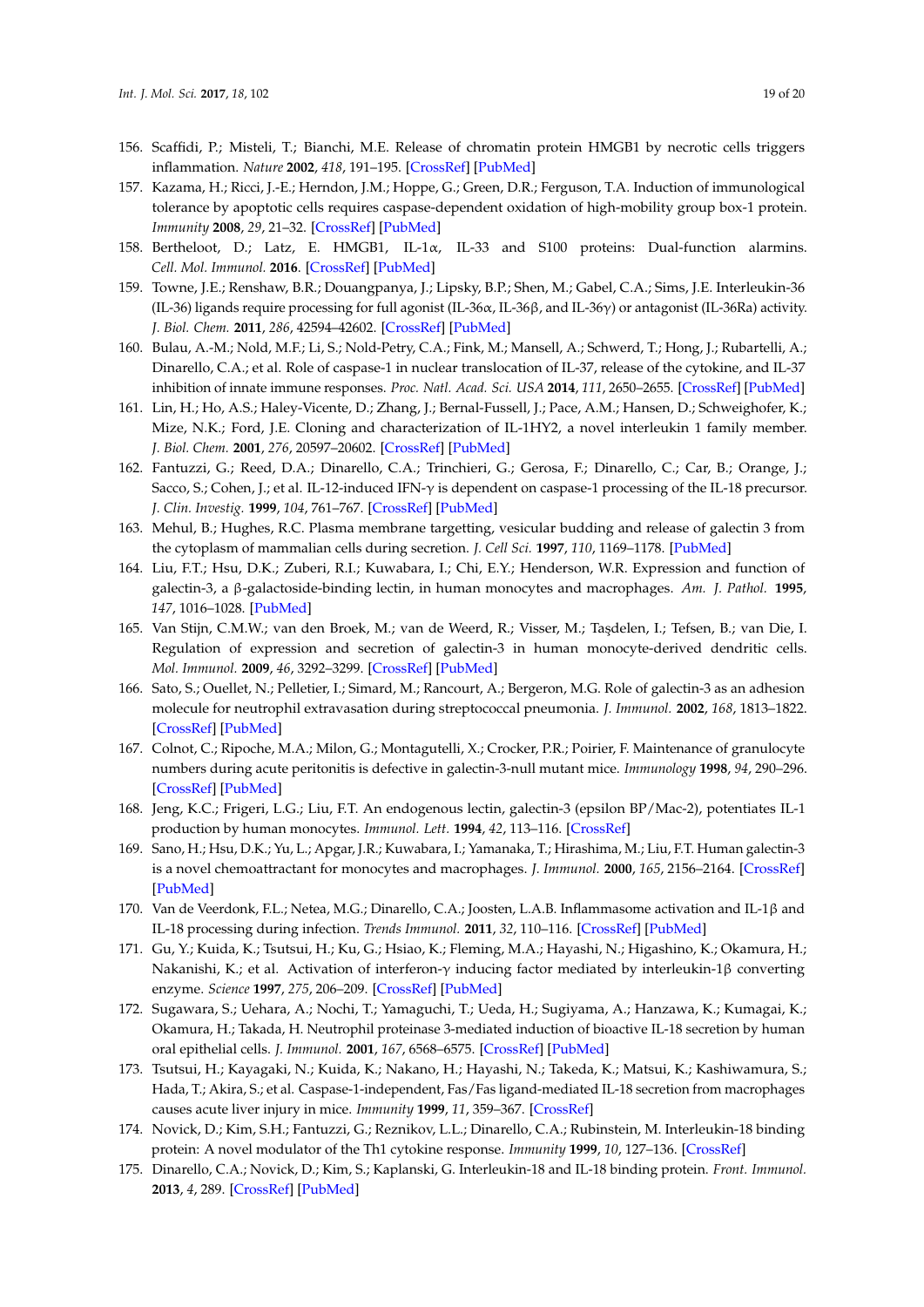156. Scaffidi, P.; Misteli, T.; Bianchi, M.E. Release of chromatin protein HMGB1 by necrotic cells triggers inflammation. *Nature* **2002**, *418*, 191–195. [CrossRef] [PubMed]
157. Kazama, H.; Ricci, J.-E.; Herndon, J.M.; Hoppe, G.; Green, D.R.; Ferguson, T.A. Induction of immunological tolerance by apoptotic cells requires caspase-dependent oxidation of high-mobility group box-1 protein. *Immunity* **2008**, *29*, 21–32. [CrossRef] [PubMed]
158. Bertheloot, D.; Latz, E. HMGB1, IL-1α, IL-33 and S100 proteins: Dual-function alarmins. *Cell. Mol. Immunol.* **2016**. [CrossRef] [PubMed]
159. Towne, J.E.; Renshaw, B.R.; Douangpanya, J.; Lipsky, B.P.; Shen, M.; Gabel, C.A.; Sims, J.E. Interleukin-36 (IL-36) ligands require processing for full agonist (IL-36α, IL-36β, and IL-36γ) or antagonist (IL-36Ra) activity. *J. Biol. Chem.* **2011**, *286*, 42594–42602. [CrossRef] [PubMed]
160. Bulau, A.-M.; Nold, M.F.; Li, S.; Nold-Petry, C.A.; Fink, M.; Mansell, A.; Schwerd, T.; Hong, J.; Rubartelli, A.; Dinarello, C.A.; et al. Role of caspase-1 in nuclear translocation of IL-37, release of the cytokine, and IL-37 inhibition of innate immune responses. *Proc. Natl. Acad. Sci. USA* **2014**, *111*, 2650–2655. [CrossRef] [PubMed]
161. Lin, H.; Ho, A.S.; Haley-Vicente, D.; Zhang, J.; Bernal-Fussell, J.; Pace, A.M.; Hansen, D.; Schweighofer, K.; Mize, N.K.; Ford, J.E. Cloning and characterization of IL-1HY2, a novel interleukin 1 family member. *J. Biol. Chem.* **2001**, *276*, 20597–20602. [CrossRef] [PubMed]
162. Fantuzzi, G.; Reed, D.A.; Dinarello, C.A.; Trinchieri, G.; Gerosa, F.; Dinarello, C.; Car, B.; Orange, J.; Sacco, S.; Cohen, J.; et al. IL-12-induced IFN-γ is dependent on caspase-1 processing of the IL-18 precursor. *J. Clin. Investig.* **1999**, *104*, 761–767. [CrossRef] [PubMed]
163. Mehul, B.; Hughes, R.C. Plasma membrane targetting, vesicular budding and release of galectin 3 from the cytoplasm of mammalian cells during secretion. *J. Cell Sci.* **1997**, *110*, 1169–1178. [PubMed]
164. Liu, F.T.; Hsu, D.K.; Zuberi, R.I.; Kuwabara, I.; Chi, E.Y.; Henderson, W.R. Expression and function of galectin-3, a β-galactoside-binding lectin, in human monocytes and macrophages. *Am. J. Pathol.* **1995**, *147*, 1016–1028. [PubMed]
165. Van Stijn, C.M.W.; van den Broek, M.; van de Weerd, R.; Visser, M.; Taşdelen, I.; Tefsen, B.; van Die, I. Regulation of expression and secretion of galectin-3 in human monocyte-derived dendritic cells. *Mol. Immunol.* **2009**, *46*, 3292–3299. [CrossRef] [PubMed]
166. Sato, S.; Ouellet, N.; Pelletier, I.; Simard, M.; Rancourt, A.; Bergeron, M.G. Role of galectin-3 as an adhesion molecule for neutrophil extravasation during streptococcal pneumonia. *J. Immunol.* **2002**, *168*, 1813–1822. [CrossRef] [PubMed]
167. Colnot, C.; Ripoche, M.A.; Milon, G.; Montagutelli, X.; Crocker, P.R.; Poirier, F. Maintenance of granulocyte numbers during acute peritonitis is defective in galectin-3-null mutant mice. *Immunology* **1998**, *94*, 290–296. [CrossRef] [PubMed]
168. Jeng, K.C.; Frigeri, L.G.; Liu, F.T. An endogenous lectin, galectin-3 (epsilon BP/Mac-2), potentiates IL-1 production by human monocytes. *Immunol. Lett.* **1994**, *42*, 113–116. [CrossRef]
169. Sano, H.; Hsu, D.K.; Yu, L.; Apgar, J.R.; Kuwabara, I.; Yamanaka, T.; Hirashima, M.; Liu, F.T. Human galectin-3 is a novel chemoattractant for monocytes and macrophages. *J. Immunol.* **2000**, *165*, 2156–2164. [CrossRef] [PubMed]
170. Van de Veerdonk, F.L.; Netea, M.G.; Dinarello, C.A.; Joosten, L.A.B. Inflammasome activation and IL-1β and IL-18 processing during infection. *Trends Immunol.* **2011**, *32*, 110–116. [CrossRef] [PubMed]
171. Gu, Y.; Kuida, K.; Tsutsui, H.; Ku, G.; Hsiao, K.; Fleming, M.A.; Hayashi, N.; Higashino, K.; Okamura, H.; Nakanishi, K.; et al. Activation of interferon-γ inducing factor mediated by interleukin-1β converting enzyme. *Science* **1997**, *275*, 206–209. [CrossRef] [PubMed]
172. Sugawara, S.; Uehara, A.; Nochi, T.; Yamaguchi, T.; Ueda, H.; Sugiyama, A.; Hanzawa, K.; Kumagai, K.; Okamura, H.; Takada, H. Neutrophil proteinase 3-mediated induction of bioactive IL-18 secretion by human oral epithelial cells. *J. Immunol.* **2001**, *167*, 6568–6575. [CrossRef] [PubMed]
173. Tsutsui, H.; Kayagaki, N.; Kuida, K.; Nakano, H.; Hayashi, N.; Takeda, K.; Matsui, K.; Kashiwamura, S.; Hada, T.; Akira, S.; et al. Caspase-1-independent, Fas/Fas ligand-mediated IL-18 secretion from macrophages causes acute liver injury in mice. *Immunity* **1999**, *11*, 359–367. [CrossRef]
174. Novick, D.; Kim, S.H.; Fantuzzi, G.; Reznikov, L.L.; Dinarello, C.A.; Rubinstein, M. Interleukin-18 binding protein: A novel modulator of the Th1 cytokine response. *Immunity* **1999**, *10*, 127–136. [CrossRef]
175. Dinarello, C.A.; Novick, D.; Kim, S.; Kaplanski, G. Interleukin-18 and IL-18 binding protein. *Front. Immunol.* **2013**, *4*, 289. [CrossRef] [PubMed]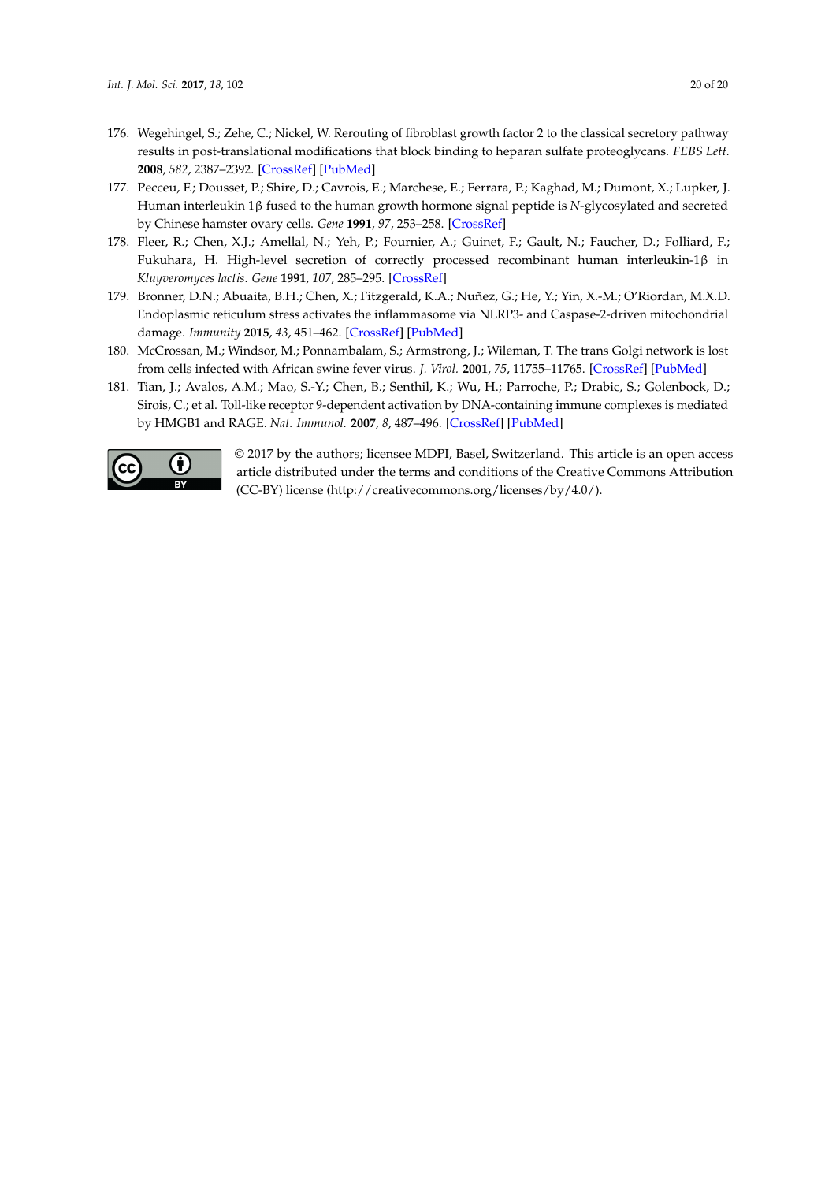176. Wegehingel, S.; Zehe, C.; Nickel, W. Rerouting of fibroblast growth factor 2 to the classical secretory pathway results in post-translational modifications that block binding to heparan sulfate proteoglycans. *FEBS Lett.* **2008**, *582*, 2387–2392. [CrossRef] [PubMed]
177. Pecceu, F.; Dousset, P.; Shire, D.; Cavrois, E.; Marchese, E.; Ferrara, P.; Kaghad, M.; Dumont, X.; Lupker, J. Human interleukin 1β fused to the human growth hormone signal peptide is *N*-glycosylated and secreted by Chinese hamster ovary cells. *Gene* **1991**, *97*, 253–258. [CrossRef]
178. Fleer, R.; Chen, X.J.; Amellal, N.; Yeh, P.; Fournier, A.; Guinet, F.; Gault, N.; Faucher, D.; Folliard, F.; Fukuhara, H. High-level secretion of correctly processed recombinant human interleukin-1β in *Kluyveromyces lactis*. *Gene* **1991**, *107*, 285–295. [CrossRef]
179. Bronner, D.N.; Abuaita, B.H.; Chen, X.; Fitzgerald, K.A.; Nuñez, G.; He, Y.; Yin, X.-M.; O'Riordan, M.X.D. Endoplasmic reticulum stress activates the inflammasome via NLRP3- and Caspase-2-driven mitochondrial damage. *Immunity* **2015**, *43*, 451–462. [CrossRef] [PubMed]
180. McCrossan, M.; Windsor, M.; Ponnambalam, S.; Armstrong, J.; Wileman, T. The trans Golgi network is lost from cells infected with African swine fever virus. *J. Virol.* **2001**, *75*, 11755–11765. [CrossRef] [PubMed]
181. Tian, J.; Avalos, A.M.; Mao, S.-Y.; Chen, B.; Senthil, K.; Wu, H.; Parroche, P.; Drabic, S.; Golenbock, D.; Sirois, C.; et al. Toll-like receptor 9-dependent activation by DNA-containing immune complexes is mediated by HMGB1 and RAGE. *Nat. Immunol.* **2007**, *8*, 487–496. [CrossRef] [PubMed]

© 2017 by the authors; licensee MDPI, Basel, Switzerland. This article is an open access article distributed under the terms and conditions of the Creative Commons Attribution (CC-BY) license (http://creativecommons.org/licenses/by/4.0/).